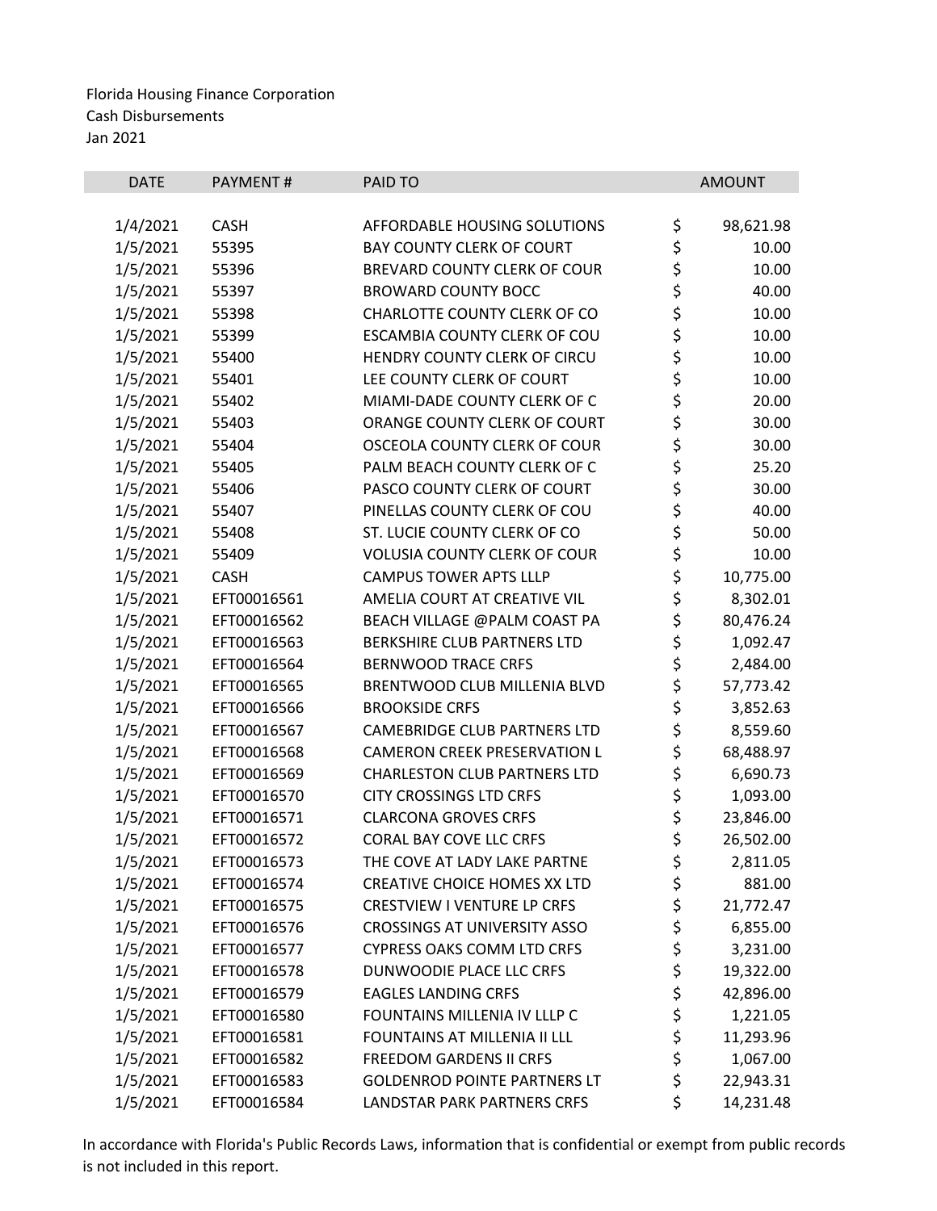Florida Housing Finance Corporation
Cash Disbursements
Jan 2021

| DATE | PAYMENT # | PAID TO | AMOUNT |
|---|---|---|---|
| 1/4/2021 | CASH | AFFORDABLE HOUSING SOLUTIONS | $ 98,621.98 |
| 1/5/2021 | 55395 | BAY COUNTY CLERK OF COURT | $ 10.00 |
| 1/5/2021 | 55396 | BREVARD COUNTY CLERK OF COUR | $ 10.00 |
| 1/5/2021 | 55397 | BROWARD COUNTY BOCC | $ 40.00 |
| 1/5/2021 | 55398 | CHARLOTTE COUNTY CLERK OF CO | $ 10.00 |
| 1/5/2021 | 55399 | ESCAMBIA COUNTY CLERK OF COU | $ 10.00 |
| 1/5/2021 | 55400 | HENDRY COUNTY CLERK OF CIRCU | $ 10.00 |
| 1/5/2021 | 55401 | LEE COUNTY CLERK OF COURT | $ 10.00 |
| 1/5/2021 | 55402 | MIAMI-DADE COUNTY CLERK OF C | $ 20.00 |
| 1/5/2021 | 55403 | ORANGE COUNTY CLERK OF COURT | $ 30.00 |
| 1/5/2021 | 55404 | OSCEOLA COUNTY CLERK OF COUR | $ 30.00 |
| 1/5/2021 | 55405 | PALM BEACH COUNTY CLERK OF C | $ 25.20 |
| 1/5/2021 | 55406 | PASCO COUNTY CLERK OF COURT | $ 30.00 |
| 1/5/2021 | 55407 | PINELLAS COUNTY CLERK OF COU | $ 40.00 |
| 1/5/2021 | 55408 | ST. LUCIE COUNTY CLERK OF CO | $ 50.00 |
| 1/5/2021 | 55409 | VOLUSIA COUNTY CLERK OF COUR | $ 10.00 |
| 1/5/2021 | CASH | CAMPUS TOWER APTS LLLP | $ 10,775.00 |
| 1/5/2021 | EFT00016561 | AMELIA COURT AT CREATIVE VIL | $ 8,302.01 |
| 1/5/2021 | EFT00016562 | BEACH VILLAGE @PALM COAST PA | $ 80,476.24 |
| 1/5/2021 | EFT00016563 | BERKSHIRE CLUB PARTNERS LTD | $ 1,092.47 |
| 1/5/2021 | EFT00016564 | BERNWOOD TRACE CRFS | $ 2,484.00 |
| 1/5/2021 | EFT00016565 | BRENTWOOD CLUB MILLENIA BLVD | $ 57,773.42 |
| 1/5/2021 | EFT00016566 | BROOKSIDE CRFS | $ 3,852.63 |
| 1/5/2021 | EFT00016567 | CAMEBRIDGE CLUB PARTNERS LTD | $ 8,559.60 |
| 1/5/2021 | EFT00016568 | CAMERON CREEK PRESERVATION L | $ 68,488.97 |
| 1/5/2021 | EFT00016569 | CHARLESTON CLUB PARTNERS LTD | $ 6,690.73 |
| 1/5/2021 | EFT00016570 | CITY CROSSINGS LTD CRFS | $ 1,093.00 |
| 1/5/2021 | EFT00016571 | CLARCONA GROVES CRFS | $ 23,846.00 |
| 1/5/2021 | EFT00016572 | CORAL BAY COVE LLC CRFS | $ 26,502.00 |
| 1/5/2021 | EFT00016573 | THE COVE AT LADY LAKE PARTNE | $ 2,811.05 |
| 1/5/2021 | EFT00016574 | CREATIVE CHOICE HOMES XX LTD | $ 881.00 |
| 1/5/2021 | EFT00016575 | CRESTVIEW I VENTURE LP CRFS | $ 21,772.47 |
| 1/5/2021 | EFT00016576 | CROSSINGS AT UNIVERSITY ASSO | $ 6,855.00 |
| 1/5/2021 | EFT00016577 | CYPRESS OAKS COMM LTD CRFS | $ 3,231.00 |
| 1/5/2021 | EFT00016578 | DUNWOODIE PLACE LLC CRFS | $ 19,322.00 |
| 1/5/2021 | EFT00016579 | EAGLES LANDING CRFS | $ 42,896.00 |
| 1/5/2021 | EFT00016580 | FOUNTAINS MILLENIA IV LLLP C | $ 1,221.05 |
| 1/5/2021 | EFT00016581 | FOUNTAINS AT MILLENIA II LLL | $ 11,293.96 |
| 1/5/2021 | EFT00016582 | FREEDOM GARDENS II CRFS | $ 1,067.00 |
| 1/5/2021 | EFT00016583 | GOLDENROD POINTE PARTNERS LT | $ 22,943.31 |
| 1/5/2021 | EFT00016584 | LANDSTAR PARK PARTNERS CRFS | $ 14,231.48 |

In accordance with Florida's Public Records Laws, information that is confidential or exempt from public records is not included in this report.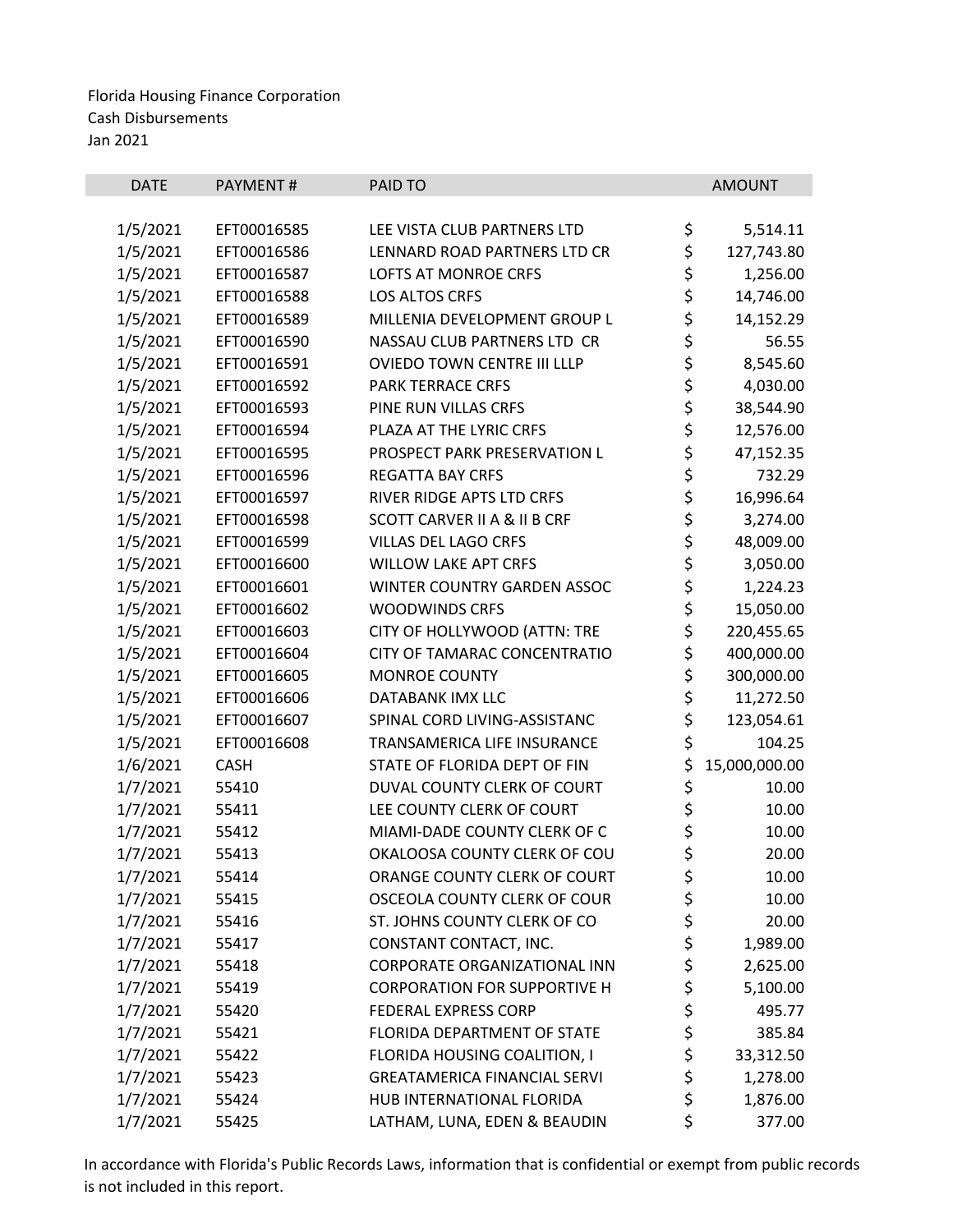Florida Housing Finance Corporation
Cash Disbursements
Jan 2021

| DATE | PAYMENT # | PAID TO | AMOUNT |
|---|---|---|---|
| 1/5/2021 | EFT00016585 | LEE VISTA CLUB PARTNERS LTD | $ 5,514.11 |
| 1/5/2021 | EFT00016586 | LENNARD ROAD PARTNERS LTD CR | $ 127,743.80 |
| 1/5/2021 | EFT00016587 | LOFTS AT MONROE CRFS | $ 1,256.00 |
| 1/5/2021 | EFT00016588 | LOS ALTOS CRFS | $ 14,746.00 |
| 1/5/2021 | EFT00016589 | MILLENIA DEVELOPMENT GROUP L | $ 14,152.29 |
| 1/5/2021 | EFT00016590 | NASSAU CLUB PARTNERS LTD CR | $ 56.55 |
| 1/5/2021 | EFT00016591 | OVIEDO TOWN CENTRE III LLLP | $ 8,545.60 |
| 1/5/2021 | EFT00016592 | PARK TERRACE CRFS | $ 4,030.00 |
| 1/5/2021 | EFT00016593 | PINE RUN VILLAS CRFS | $ 38,544.90 |
| 1/5/2021 | EFT00016594 | PLAZA AT THE LYRIC CRFS | $ 12,576.00 |
| 1/5/2021 | EFT00016595 | PROSPECT PARK PRESERVATION L | $ 47,152.35 |
| 1/5/2021 | EFT00016596 | REGATTA BAY CRFS | $ 732.29 |
| 1/5/2021 | EFT00016597 | RIVER RIDGE APTS LTD CRFS | $ 16,996.64 |
| 1/5/2021 | EFT00016598 | SCOTT CARVER II A & II B CRF | $ 3,274.00 |
| 1/5/2021 | EFT00016599 | VILLAS DEL LAGO CRFS | $ 48,009.00 |
| 1/5/2021 | EFT00016600 | WILLOW LAKE APT CRFS | $ 3,050.00 |
| 1/5/2021 | EFT00016601 | WINTER COUNTRY GARDEN ASSOC | $ 1,224.23 |
| 1/5/2021 | EFT00016602 | WOODWINDS CRFS | $ 15,050.00 |
| 1/5/2021 | EFT00016603 | CITY OF HOLLYWOOD (ATTN: TRE | $ 220,455.65 |
| 1/5/2021 | EFT00016604 | CITY OF TAMARAC CONCENTRATIO | $ 400,000.00 |
| 1/5/2021 | EFT00016605 | MONROE COUNTY | $ 300,000.00 |
| 1/5/2021 | EFT00016606 | DATABANK IMX LLC | $ 11,272.50 |
| 1/5/2021 | EFT00016607 | SPINAL CORD LIVING-ASSISTANC | $ 123,054.61 |
| 1/5/2021 | EFT00016608 | TRANSAMERICA LIFE INSURANCE | $ 104.25 |
| 1/6/2021 | CASH | STATE OF FLORIDA DEPT OF FIN | $ 15,000,000.00 |
| 1/7/2021 | 55410 | DUVAL COUNTY CLERK OF COURT | $ 10.00 |
| 1/7/2021 | 55411 | LEE COUNTY CLERK OF COURT | $ 10.00 |
| 1/7/2021 | 55412 | MIAMI-DADE COUNTY CLERK OF C | $ 10.00 |
| 1/7/2021 | 55413 | OKALOOSA COUNTY CLERK OF COU | $ 20.00 |
| 1/7/2021 | 55414 | ORANGE COUNTY CLERK OF COURT | $ 10.00 |
| 1/7/2021 | 55415 | OSCEOLA COUNTY CLERK OF COUR | $ 10.00 |
| 1/7/2021 | 55416 | ST. JOHNS COUNTY CLERK OF CO | $ 20.00 |
| 1/7/2021 | 55417 | CONSTANT CONTACT, INC. | $ 1,989.00 |
| 1/7/2021 | 55418 | CORPORATE ORGANIZATIONAL INN | $ 2,625.00 |
| 1/7/2021 | 55419 | CORPORATION FOR SUPPORTIVE H | $ 5,100.00 |
| 1/7/2021 | 55420 | FEDERAL EXPRESS CORP | $ 495.77 |
| 1/7/2021 | 55421 | FLORIDA DEPARTMENT OF STATE | $ 385.84 |
| 1/7/2021 | 55422 | FLORIDA HOUSING COALITION, I | $ 33,312.50 |
| 1/7/2021 | 55423 | GREATAMERICA FINANCIAL SERVI | $ 1,278.00 |
| 1/7/2021 | 55424 | HUB INTERNATIONAL FLORIDA | $ 1,876.00 |
| 1/7/2021 | 55425 | LATHAM, LUNA, EDEN & BEAUDIN | $ 377.00 |

In accordance with Florida's Public Records Laws, information that is confidential or exempt from public records is not included in this report.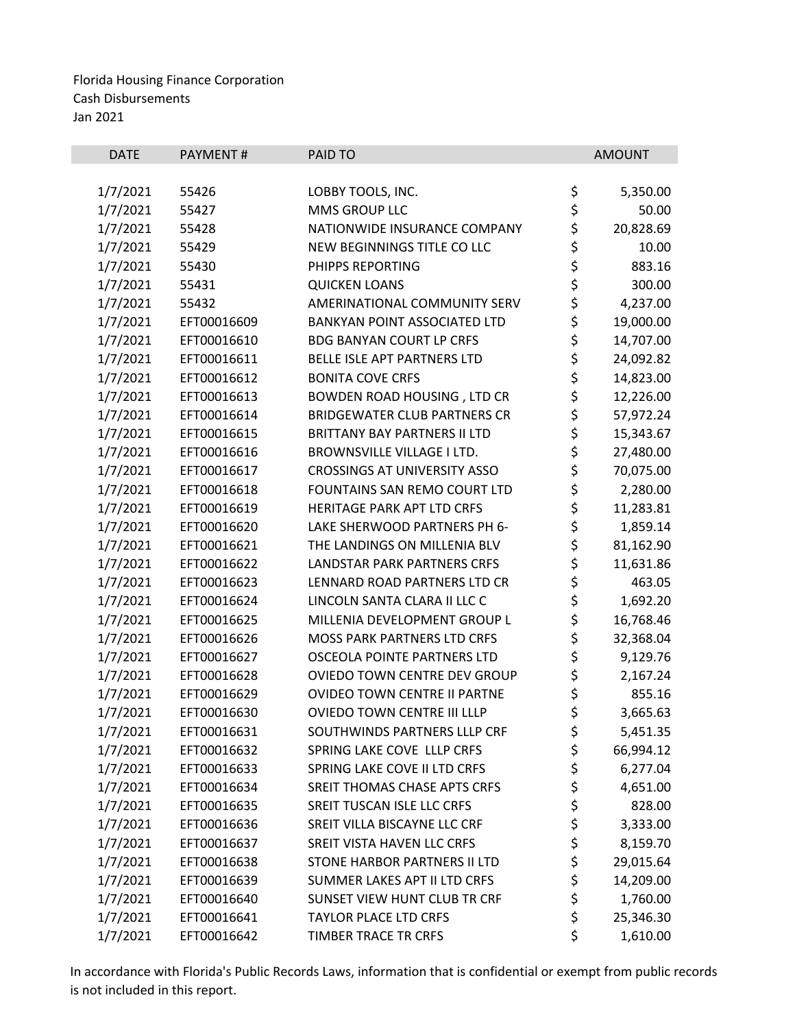Florida Housing Finance Corporation
Cash Disbursements
Jan 2021

| DATE | PAYMENT # | PAID TO | AMOUNT |
|---|---|---|---|
| 1/7/2021 | 55426 | LOBBY TOOLS, INC. | $ 5,350.00 |
| 1/7/2021 | 55427 | MMS GROUP LLC | $ 50.00 |
| 1/7/2021 | 55428 | NATIONWIDE INSURANCE COMPANY | $ 20,828.69 |
| 1/7/2021 | 55429 | NEW BEGINNINGS TITLE CO LLC | $ 10.00 |
| 1/7/2021 | 55430 | PHIPPS REPORTING | $ 883.16 |
| 1/7/2021 | 55431 | QUICKEN LOANS | $ 300.00 |
| 1/7/2021 | 55432 | AMERINATIONAL COMMUNITY SERV | $ 4,237.00 |
| 1/7/2021 | EFT00016609 | BANKYAN POINT ASSOCIATED LTD | $ 19,000.00 |
| 1/7/2021 | EFT00016610 | BDG BANYAN COURT LP CRFS | $ 14,707.00 |
| 1/7/2021 | EFT00016611 | BELLE ISLE APT PARTNERS LTD | $ 24,092.82 |
| 1/7/2021 | EFT00016612 | BONITA COVE CRFS | $ 14,823.00 |
| 1/7/2021 | EFT00016613 | BOWDEN ROAD HOUSING , LTD CR | $ 12,226.00 |
| 1/7/2021 | EFT00016614 | BRIDGEWATER CLUB PARTNERS CR | $ 57,972.24 |
| 1/7/2021 | EFT00016615 | BRITTANY BAY PARTNERS II LTD | $ 15,343.67 |
| 1/7/2021 | EFT00016616 | BROWNSVILLE VILLAGE I LTD. | $ 27,480.00 |
| 1/7/2021 | EFT00016617 | CROSSINGS AT UNIVERSITY ASSO | $ 70,075.00 |
| 1/7/2021 | EFT00016618 | FOUNTAINS SAN REMO COURT LTD | $ 2,280.00 |
| 1/7/2021 | EFT00016619 | HERITAGE PARK APT LTD CRFS | $ 11,283.81 |
| 1/7/2021 | EFT00016620 | LAKE SHERWOOD PARTNERS PH 6- | $ 1,859.14 |
| 1/7/2021 | EFT00016621 | THE LANDINGS ON MILLENIA BLV | $ 81,162.90 |
| 1/7/2021 | EFT00016622 | LANDSTAR PARK PARTNERS CRFS | $ 11,631.86 |
| 1/7/2021 | EFT00016623 | LENNARD ROAD PARTNERS LTD CR | $ 463.05 |
| 1/7/2021 | EFT00016624 | LINCOLN SANTA CLARA II LLC C | $ 1,692.20 |
| 1/7/2021 | EFT00016625 | MILLENIA DEVELOPMENT GROUP L | $ 16,768.46 |
| 1/7/2021 | EFT00016626 | MOSS PARK PARTNERS LTD CRFS | $ 32,368.04 |
| 1/7/2021 | EFT00016627 | OSCEOLA POINTE PARTNERS LTD | $ 9,129.76 |
| 1/7/2021 | EFT00016628 | OVIEDO TOWN CENTRE DEV GROUP | $ 2,167.24 |
| 1/7/2021 | EFT00016629 | OVIDEO TOWN CENTRE II PARTNE | $ 855.16 |
| 1/7/2021 | EFT00016630 | OVIEDO TOWN CENTRE III LLLP | $ 3,665.63 |
| 1/7/2021 | EFT00016631 | SOUTHWINDS PARTNERS LLLP CRF | $ 5,451.35 |
| 1/7/2021 | EFT00016632 | SPRING LAKE COVE LLLP CRFS | $ 66,994.12 |
| 1/7/2021 | EFT00016633 | SPRING LAKE COVE II LTD CRFS | $ 6,277.04 |
| 1/7/2021 | EFT00016634 | SREIT THOMAS CHASE APTS CRFS | $ 4,651.00 |
| 1/7/2021 | EFT00016635 | SREIT TUSCAN ISLE LLC CRFS | $ 828.00 |
| 1/7/2021 | EFT00016636 | SREIT VILLA BISCAYNE LLC CRF | $ 3,333.00 |
| 1/7/2021 | EFT00016637 | SREIT VISTA HAVEN LLC CRFS | $ 8,159.70 |
| 1/7/2021 | EFT00016638 | STONE HARBOR PARTNERS II LTD | $ 29,015.64 |
| 1/7/2021 | EFT00016639 | SUMMER LAKES APT II LTD CRFS | $ 14,209.00 |
| 1/7/2021 | EFT00016640 | SUNSET VIEW HUNT CLUB TR CRF | $ 1,760.00 |
| 1/7/2021 | EFT00016641 | TAYLOR PLACE LTD CRFS | $ 25,346.30 |
| 1/7/2021 | EFT00016642 | TIMBER TRACE TR CRFS | $ 1,610.00 |

In accordance with Florida's Public Records Laws, information that is confidential or exempt from public records is not included in this report.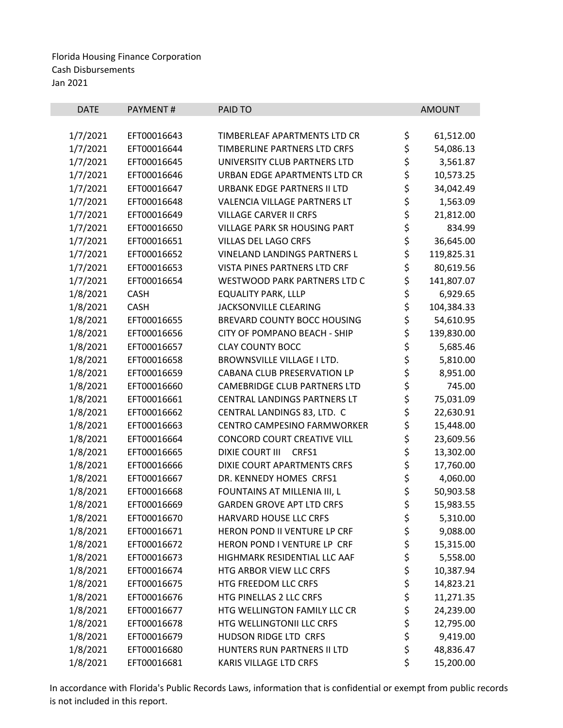Florida Housing Finance Corporation
Cash Disbursements
Jan 2021

| DATE | PAYMENT # | PAID TO | AMOUNT |
|---|---|---|---|
| 1/7/2021 | EFT00016643 | TIMBERLEAF APARTMENTS LTD CR | $ 61,512.00 |
| 1/7/2021 | EFT00016644 | TIMBERLINE PARTNERS LTD CRFS | $ 54,086.13 |
| 1/7/2021 | EFT00016645 | UNIVERSITY CLUB PARTNERS LTD | $ 3,561.87 |
| 1/7/2021 | EFT00016646 | URBAN EDGE APARTMENTS LTD CR | $ 10,573.25 |
| 1/7/2021 | EFT00016647 | URBANK EDGE PARTNERS II LTD | $ 34,042.49 |
| 1/7/2021 | EFT00016648 | VALENCIA VILLAGE PARTNERS LT | $ 1,563.09 |
| 1/7/2021 | EFT00016649 | VILLAGE CARVER II CRFS | $ 21,812.00 |
| 1/7/2021 | EFT00016650 | VILLAGE PARK SR HOUSING PART | $ 834.99 |
| 1/7/2021 | EFT00016651 | VILLAS DEL LAGO CRFS | $ 36,645.00 |
| 1/7/2021 | EFT00016652 | VINELAND LANDINGS PARTNERS L | $ 119,825.31 |
| 1/7/2021 | EFT00016653 | VISTA PINES PARTNERS LTD CRF | $ 80,619.56 |
| 1/7/2021 | EFT00016654 | WESTWOOD PARK PARTNERS LTD C | $ 141,807.07 |
| 1/8/2021 | CASH | EQUALITY PARK, LLLP | $ 6,929.65 |
| 1/8/2021 | CASH | JACKSONVILLE CLEARING | $ 104,384.33 |
| 1/8/2021 | EFT00016655 | BREVARD COUNTY BOCC HOUSING | $ 54,610.95 |
| 1/8/2021 | EFT00016656 | CITY OF POMPANO BEACH - SHIP | $ 139,830.00 |
| 1/8/2021 | EFT00016657 | CLAY COUNTY BOCC | $ 5,685.46 |
| 1/8/2021 | EFT00016658 | BROWNSVILLE VILLAGE I LTD. | $ 5,810.00 |
| 1/8/2021 | EFT00016659 | CABANA CLUB PRESERVATION LP | $ 8,951.00 |
| 1/8/2021 | EFT00016660 | CAMEBRIDGE CLUB PARTNERS LTD | $ 745.00 |
| 1/8/2021 | EFT00016661 | CENTRAL LANDINGS PARTNERS LT | $ 75,031.09 |
| 1/8/2021 | EFT00016662 | CENTRAL LANDINGS 83, LTD. C | $ 22,630.91 |
| 1/8/2021 | EFT00016663 | CENTRO CAMPESINO FARMWORKER | $ 15,448.00 |
| 1/8/2021 | EFT00016664 | CONCORD COURT CREATIVE VILL | $ 23,609.56 |
| 1/8/2021 | EFT00016665 | DIXIE COURT III CRFS1 | $ 13,302.00 |
| 1/8/2021 | EFT00016666 | DIXIE COURT APARTMENTS CRFS | $ 17,760.00 |
| 1/8/2021 | EFT00016667 | DR. KENNEDY HOMES CRFS1 | $ 4,060.00 |
| 1/8/2021 | EFT00016668 | FOUNTAINS AT MILLENIA III, L | $ 50,903.58 |
| 1/8/2021 | EFT00016669 | GARDEN GROVE APT LTD CRFS | $ 15,983.55 |
| 1/8/2021 | EFT00016670 | HARVARD HOUSE LLC CRFS | $ 5,310.00 |
| 1/8/2021 | EFT00016671 | HERON POND II VENTURE LP CRF | $ 9,088.00 |
| 1/8/2021 | EFT00016672 | HERON POND I VENTURE LP CRF | $ 15,315.00 |
| 1/8/2021 | EFT00016673 | HIGHMARK RESIDENTIAL LLC AAF | $ 5,558.00 |
| 1/8/2021 | EFT00016674 | HTG ARBOR VIEW LLC CRFS | $ 10,387.94 |
| 1/8/2021 | EFT00016675 | HTG FREEDOM LLC CRFS | $ 14,823.21 |
| 1/8/2021 | EFT00016676 | HTG PINELLAS 2 LLC CRFS | $ 11,271.35 |
| 1/8/2021 | EFT00016677 | HTG WELLINGTON FAMILY LLC CR | $ 24,239.00 |
| 1/8/2021 | EFT00016678 | HTG WELLINGTONII LLC CRFS | $ 12,795.00 |
| 1/8/2021 | EFT00016679 | HUDSON RIDGE LTD CRFS | $ 9,419.00 |
| 1/8/2021 | EFT00016680 | HUNTERS RUN PARTNERS II LTD | $ 48,836.47 |
| 1/8/2021 | EFT00016681 | KARIS VILLAGE LTD CRFS | $ 15,200.00 |

In accordance with Florida's Public Records Laws, information that is confidential or exempt from public records is not included in this report.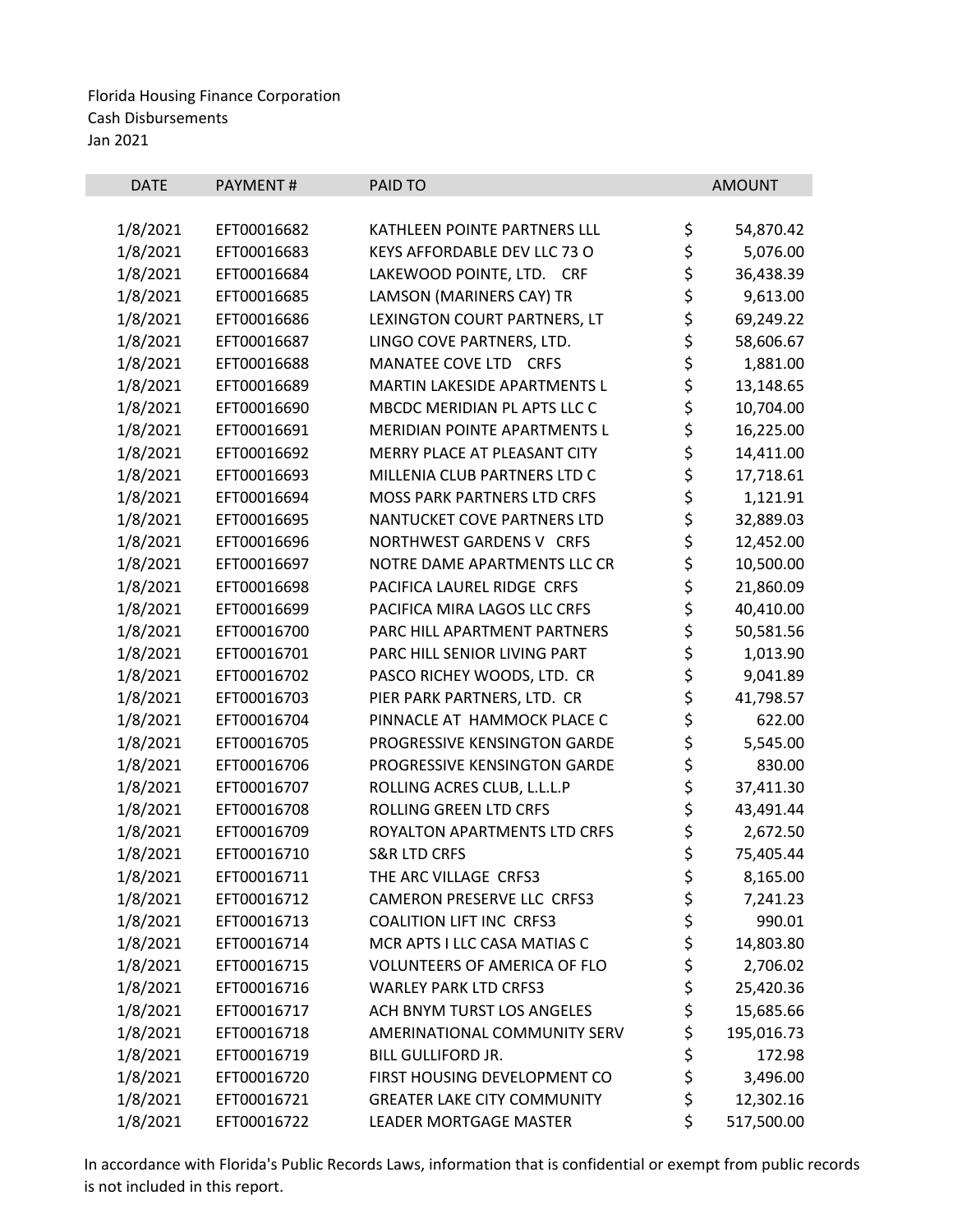Florida Housing Finance Corporation
Cash Disbursements
Jan 2021

| DATE | PAYMENT # | PAID TO | AMOUNT |
|---|---|---|---|
| 1/8/2021 | EFT00016682 | KATHLEEN POINTE PARTNERS LLL | $ 54,870.42 |
| 1/8/2021 | EFT00016683 | KEYS AFFORDABLE DEV LLC 73 O | $ 5,076.00 |
| 1/8/2021 | EFT00016684 | LAKEWOOD POINTE, LTD. CRF | $ 36,438.39 |
| 1/8/2021 | EFT00016685 | LAMSON (MARINERS CAY) TR | $ 9,613.00 |
| 1/8/2021 | EFT00016686 | LEXINGTON COURT PARTNERS, LT | $ 69,249.22 |
| 1/8/2021 | EFT00016687 | LINGO COVE PARTNERS, LTD. | $ 58,606.67 |
| 1/8/2021 | EFT00016688 | MANATEE COVE LTD CRFS | $ 1,881.00 |
| 1/8/2021 | EFT00016689 | MARTIN LAKESIDE APARTMENTS L | $ 13,148.65 |
| 1/8/2021 | EFT00016690 | MBCDC MERIDIAN PL APTS LLC C | $ 10,704.00 |
| 1/8/2021 | EFT00016691 | MERIDIAN POINTE APARTMENTS L | $ 16,225.00 |
| 1/8/2021 | EFT00016692 | MERRY PLACE AT PLEASANT CITY | $ 14,411.00 |
| 1/8/2021 | EFT00016693 | MILLENIA CLUB PARTNERS LTD C | $ 17,718.61 |
| 1/8/2021 | EFT00016694 | MOSS PARK PARTNERS LTD CRFS | $ 1,121.91 |
| 1/8/2021 | EFT00016695 | NANTUCKET COVE PARTNERS LTD | $ 32,889.03 |
| 1/8/2021 | EFT00016696 | NORTHWEST GARDENS V CRFS | $ 12,452.00 |
| 1/8/2021 | EFT00016697 | NOTRE DAME APARTMENTS LLC CR | $ 10,500.00 |
| 1/8/2021 | EFT00016698 | PACIFICA LAUREL RIDGE CRFS | $ 21,860.09 |
| 1/8/2021 | EFT00016699 | PACIFICA MIRA LAGOS LLC CRFS | $ 40,410.00 |
| 1/8/2021 | EFT00016700 | PARC HILL APARTMENT PARTNERS | $ 50,581.56 |
| 1/8/2021 | EFT00016701 | PARC HILL SENIOR LIVING PART | $ 1,013.90 |
| 1/8/2021 | EFT00016702 | PASCO RICHEY WOODS, LTD. CR | $ 9,041.89 |
| 1/8/2021 | EFT00016703 | PIER PARK PARTNERS, LTD. CR | $ 41,798.57 |
| 1/8/2021 | EFT00016704 | PINNACLE AT HAMMOCK PLACE C | $ 622.00 |
| 1/8/2021 | EFT00016705 | PROGRESSIVE KENSINGTON GARDE | $ 5,545.00 |
| 1/8/2021 | EFT00016706 | PROGRESSIVE KENSINGTON GARDE | $ 830.00 |
| 1/8/2021 | EFT00016707 | ROLLING ACRES CLUB, L.L.L.P | $ 37,411.30 |
| 1/8/2021 | EFT00016708 | ROLLING GREEN LTD CRFS | $ 43,491.44 |
| 1/8/2021 | EFT00016709 | ROYALTON APARTMENTS LTD CRFS | $ 2,672.50 |
| 1/8/2021 | EFT00016710 | S&R LTD CRFS | $ 75,405.44 |
| 1/8/2021 | EFT00016711 | THE ARC VILLAGE CRFS3 | $ 8,165.00 |
| 1/8/2021 | EFT00016712 | CAMERON PRESERVE LLC CRFS3 | $ 7,241.23 |
| 1/8/2021 | EFT00016713 | COALITION LIFT INC CRFS3 | $ 990.01 |
| 1/8/2021 | EFT00016714 | MCR APTS I LLC CASA MATIAS C | $ 14,803.80 |
| 1/8/2021 | EFT00016715 | VOLUNTEERS OF AMERICA OF FLO | $ 2,706.02 |
| 1/8/2021 | EFT00016716 | WARLEY PARK LTD CRFS3 | $ 25,420.36 |
| 1/8/2021 | EFT00016717 | ACH BNYM TURST LOS ANGELES | $ 15,685.66 |
| 1/8/2021 | EFT00016718 | AMERINATIONAL COMMUNITY SERV | $ 195,016.73 |
| 1/8/2021 | EFT00016719 | BILL GULLIFORD JR. | $ 172.98 |
| 1/8/2021 | EFT00016720 | FIRST HOUSING DEVELOPMENT CO | $ 3,496.00 |
| 1/8/2021 | EFT00016721 | GREATER LAKE CITY COMMUNITY | $ 12,302.16 |
| 1/8/2021 | EFT00016722 | LEADER MORTGAGE MASTER | $ 517,500.00 |

In accordance with Florida's Public Records Laws, information that is confidential or exempt from public records is not included in this report.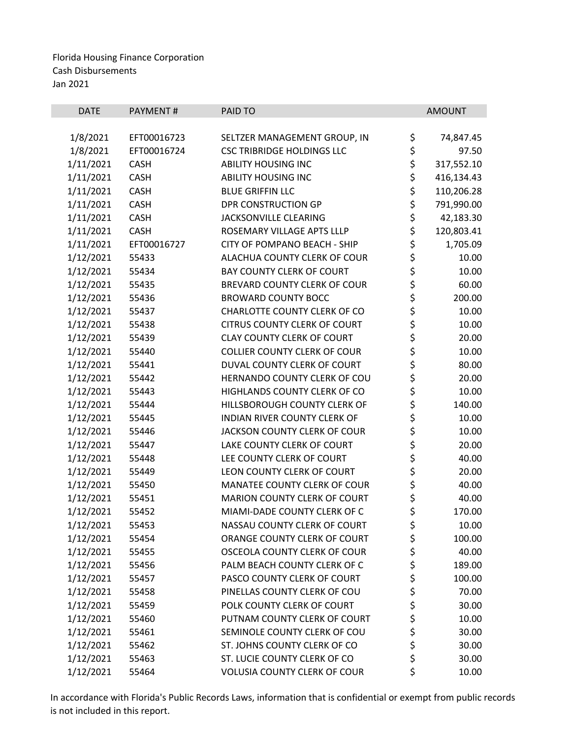Florida Housing Finance Corporation
Cash Disbursements
Jan 2021

| DATE | PAYMENT # | PAID TO | AMOUNT |
|---|---|---|---|
| 1/8/2021 | EFT00016723 | SELTZER MANAGEMENT GROUP, IN | $ 74,847.45 |
| 1/8/2021 | EFT00016724 | CSC TRIBRIDGE HOLDINGS LLC | $ 97.50 |
| 1/11/2021 | CASH | ABILITY HOUSING INC | $ 317,552.10 |
| 1/11/2021 | CASH | ABILITY HOUSING INC | $ 416,134.43 |
| 1/11/2021 | CASH | BLUE GRIFFIN LLC | $ 110,206.28 |
| 1/11/2021 | CASH | DPR CONSTRUCTION GP | $ 791,990.00 |
| 1/11/2021 | CASH | JACKSONVILLE CLEARING | $ 42,183.30 |
| 1/11/2021 | CASH | ROSEMARY VILLAGE APTS LLLP | $ 120,803.41 |
| 1/11/2021 | EFT00016727 | CITY OF POMPANO BEACH - SHIP | $ 1,705.09 |
| 1/12/2021 | 55433 | ALACHUA COUNTY CLERK OF COUR | $ 10.00 |
| 1/12/2021 | 55434 | BAY COUNTY CLERK OF COURT | $ 10.00 |
| 1/12/2021 | 55435 | BREVARD COUNTY CLERK OF COUR | $ 60.00 |
| 1/12/2021 | 55436 | BROWARD COUNTY BOCC | $ 200.00 |
| 1/12/2021 | 55437 | CHARLOTTE COUNTY CLERK OF CO | $ 10.00 |
| 1/12/2021 | 55438 | CITRUS COUNTY CLERK OF COURT | $ 10.00 |
| 1/12/2021 | 55439 | CLAY COUNTY CLERK OF COURT | $ 20.00 |
| 1/12/2021 | 55440 | COLLIER COUNTY CLERK OF COUR | $ 10.00 |
| 1/12/2021 | 55441 | DUVAL COUNTY CLERK OF COURT | $ 80.00 |
| 1/12/2021 | 55442 | HERNANDO COUNTY CLERK OF COU | $ 20.00 |
| 1/12/2021 | 55443 | HIGHLANDS COUNTY CLERK OF CO | $ 10.00 |
| 1/12/2021 | 55444 | HILLSBOROUGH COUNTY CLERK OF | $ 140.00 |
| 1/12/2021 | 55445 | INDIAN RIVER COUNTY CLERK OF | $ 10.00 |
| 1/12/2021 | 55446 | JACKSON COUNTY CLERK OF COUR | $ 10.00 |
| 1/12/2021 | 55447 | LAKE COUNTY CLERK OF COURT | $ 20.00 |
| 1/12/2021 | 55448 | LEE COUNTY CLERK OF COURT | $ 40.00 |
| 1/12/2021 | 55449 | LEON COUNTY CLERK OF COURT | $ 20.00 |
| 1/12/2021 | 55450 | MANATEE COUNTY CLERK OF COUR | $ 40.00 |
| 1/12/2021 | 55451 | MARION COUNTY CLERK OF COURT | $ 40.00 |
| 1/12/2021 | 55452 | MIAMI-DADE COUNTY CLERK OF C | $ 170.00 |
| 1/12/2021 | 55453 | NASSAU COUNTY CLERK OF COURT | $ 10.00 |
| 1/12/2021 | 55454 | ORANGE COUNTY CLERK OF COURT | $ 100.00 |
| 1/12/2021 | 55455 | OSCEOLA COUNTY CLERK OF COUR | $ 40.00 |
| 1/12/2021 | 55456 | PALM BEACH COUNTY CLERK OF C | $ 189.00 |
| 1/12/2021 | 55457 | PASCO COUNTY CLERK OF COURT | $ 100.00 |
| 1/12/2021 | 55458 | PINELLAS COUNTY CLERK OF COU | $ 70.00 |
| 1/12/2021 | 55459 | POLK COUNTY CLERK OF COURT | $ 30.00 |
| 1/12/2021 | 55460 | PUTNAM COUNTY CLERK OF COURT | $ 10.00 |
| 1/12/2021 | 55461 | SEMINOLE COUNTY CLERK OF COU | $ 30.00 |
| 1/12/2021 | 55462 | ST. JOHNS COUNTY CLERK OF CO | $ 30.00 |
| 1/12/2021 | 55463 | ST. LUCIE COUNTY CLERK OF CO | $ 30.00 |
| 1/12/2021 | 55464 | VOLUSIA COUNTY CLERK OF COUR | $ 10.00 |

In accordance with Florida's Public Records Laws, information that is confidential or exempt from public records is not included in this report.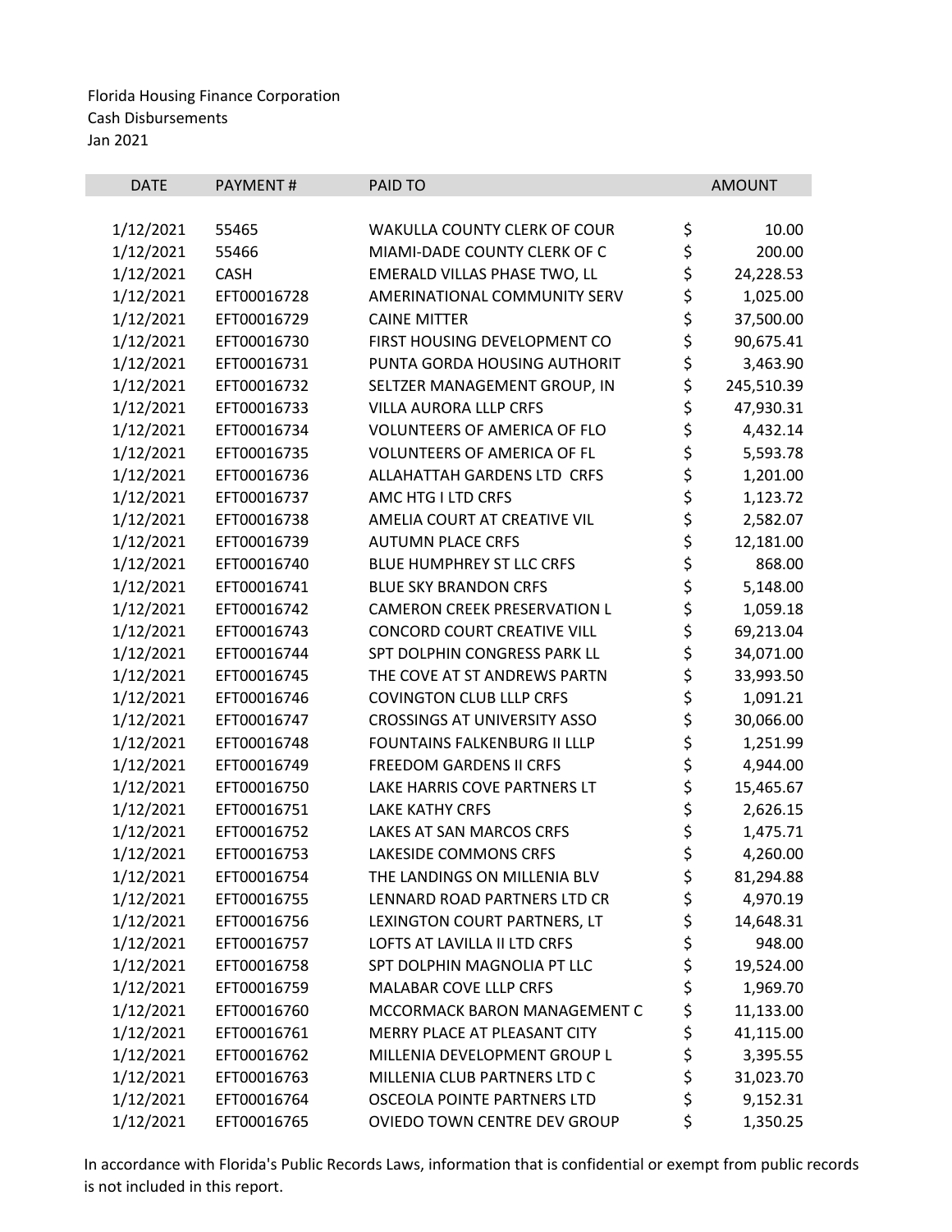Florida Housing Finance Corporation
Cash Disbursements
Jan 2021

| DATE | PAYMENT # | PAID TO | AMOUNT |
|---|---|---|---|
| 1/12/2021 | 55465 | WAKULLA COUNTY CLERK OF COUR | $ 10.00 |
| 1/12/2021 | 55466 | MIAMI-DADE COUNTY CLERK OF C | $ 200.00 |
| 1/12/2021 | CASH | EMERALD VILLAS PHASE TWO, LL | $ 24,228.53 |
| 1/12/2021 | EFT00016728 | AMERINATIONAL COMMUNITY SERV | $ 1,025.00 |
| 1/12/2021 | EFT00016729 | CAINE MITTER | $ 37,500.00 |
| 1/12/2021 | EFT00016730 | FIRST HOUSING DEVELOPMENT CO | $ 90,675.41 |
| 1/12/2021 | EFT00016731 | PUNTA GORDA HOUSING AUTHORIT | $ 3,463.90 |
| 1/12/2021 | EFT00016732 | SELTZER MANAGEMENT GROUP, IN | $ 245,510.39 |
| 1/12/2021 | EFT00016733 | VILLA AURORA LLLP CRFS | $ 47,930.31 |
| 1/12/2021 | EFT00016734 | VOLUNTEERS OF AMERICA OF FLO | $ 4,432.14 |
| 1/12/2021 | EFT00016735 | VOLUNTEERS OF AMERICA OF FL | $ 5,593.78 |
| 1/12/2021 | EFT00016736 | ALLAHATTAH GARDENS LTD CRFS | $ 1,201.00 |
| 1/12/2021 | EFT00016737 | AMC HTG I LTD CRFS | $ 1,123.72 |
| 1/12/2021 | EFT00016738 | AMELIA COURT AT CREATIVE VIL | $ 2,582.07 |
| 1/12/2021 | EFT00016739 | AUTUMN PLACE CRFS | $ 12,181.00 |
| 1/12/2021 | EFT00016740 | BLUE HUMPHREY ST LLC CRFS | $ 868.00 |
| 1/12/2021 | EFT00016741 | BLUE SKY BRANDON CRFS | $ 5,148.00 |
| 1/12/2021 | EFT00016742 | CAMERON CREEK PRESERVATION L | $ 1,059.18 |
| 1/12/2021 | EFT00016743 | CONCORD COURT CREATIVE VILL | $ 69,213.04 |
| 1/12/2021 | EFT00016744 | SPT DOLPHIN CONGRESS PARK LL | $ 34,071.00 |
| 1/12/2021 | EFT00016745 | THE COVE AT ST ANDREWS PARTN | $ 33,993.50 |
| 1/12/2021 | EFT00016746 | COVINGTON CLUB LLLP CRFS | $ 1,091.21 |
| 1/12/2021 | EFT00016747 | CROSSINGS AT UNIVERSITY ASSO | $ 30,066.00 |
| 1/12/2021 | EFT00016748 | FOUNTAINS FALKENBURG II LLLP | $ 1,251.99 |
| 1/12/2021 | EFT00016749 | FREEDOM GARDENS II CRFS | $ 4,944.00 |
| 1/12/2021 | EFT00016750 | LAKE HARRIS COVE PARTNERS LT | $ 15,465.67 |
| 1/12/2021 | EFT00016751 | LAKE KATHY CRFS | $ 2,626.15 |
| 1/12/2021 | EFT00016752 | LAKES AT SAN MARCOS CRFS | $ 1,475.71 |
| 1/12/2021 | EFT00016753 | LAKESIDE COMMONS CRFS | $ 4,260.00 |
| 1/12/2021 | EFT00016754 | THE LANDINGS ON MILLENIA BLV | $ 81,294.88 |
| 1/12/2021 | EFT00016755 | LENNARD ROAD PARTNERS LTD CR | $ 4,970.19 |
| 1/12/2021 | EFT00016756 | LEXINGTON COURT PARTNERS, LT | $ 14,648.31 |
| 1/12/2021 | EFT00016757 | LOFTS AT LAVILLA II LTD CRFS | $ 948.00 |
| 1/12/2021 | EFT00016758 | SPT DOLPHIN MAGNOLIA PT LLC | $ 19,524.00 |
| 1/12/2021 | EFT00016759 | MALABAR COVE LLLP CRFS | $ 1,969.70 |
| 1/12/2021 | EFT00016760 | MCCORMACK BARON MANAGEMENT C | $ 11,133.00 |
| 1/12/2021 | EFT00016761 | MERRY PLACE AT PLEASANT CITY | $ 41,115.00 |
| 1/12/2021 | EFT00016762 | MILLENIA DEVELOPMENT GROUP L | $ 3,395.55 |
| 1/12/2021 | EFT00016763 | MILLENIA CLUB PARTNERS LTD C | $ 31,023.70 |
| 1/12/2021 | EFT00016764 | OSCEOLA POINTE PARTNERS LTD | $ 9,152.31 |
| 1/12/2021 | EFT00016765 | OVIEDO TOWN CENTRE DEV GROUP | $ 1,350.25 |

In accordance with Florida's Public Records Laws, information that is confidential or exempt from public records is not included in this report.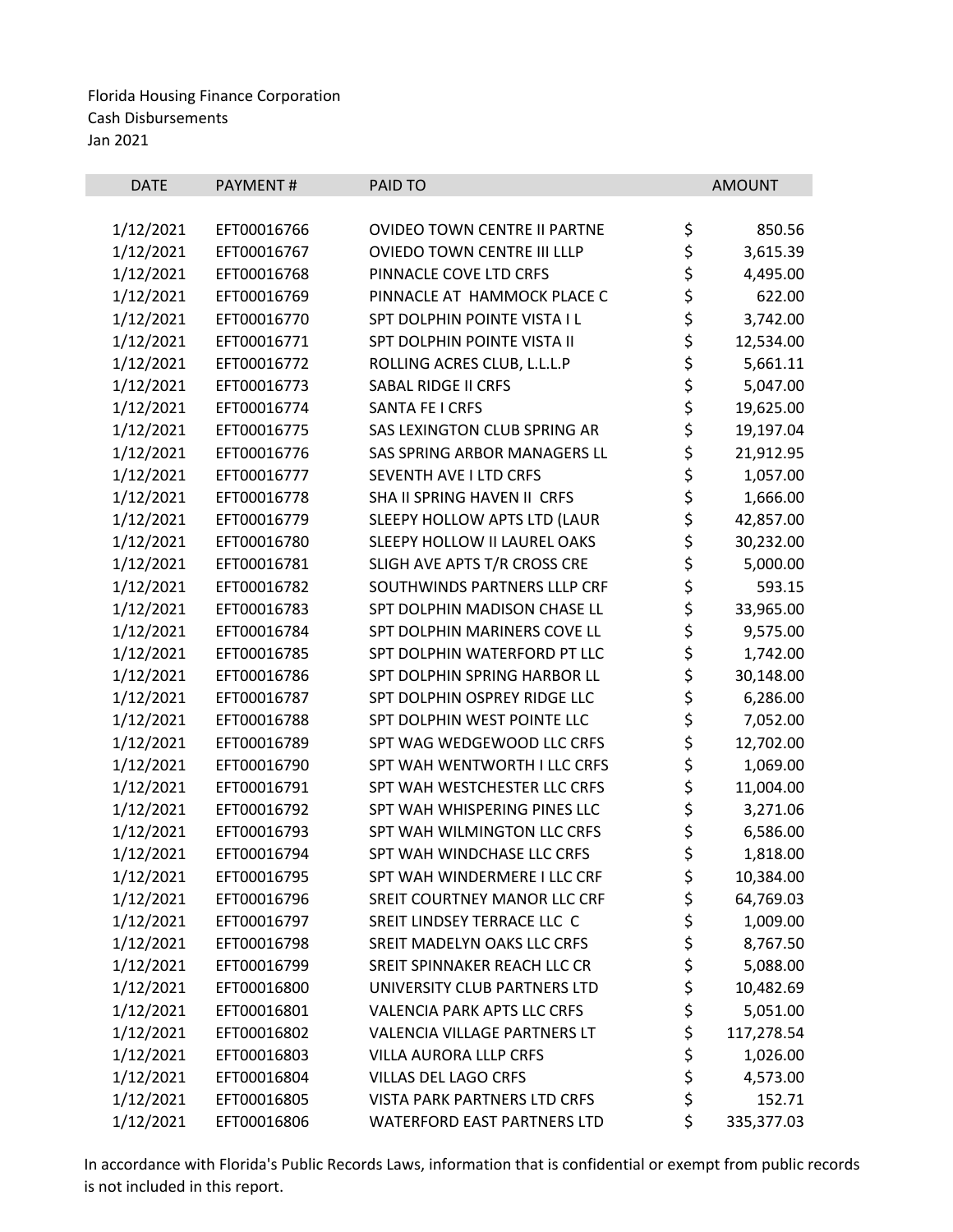Florida Housing Finance Corporation
Cash Disbursements
Jan 2021

| DATE | PAYMENT # | PAID TO | AMOUNT |
| --- | --- | --- | --- |
| 1/12/2021 | EFT00016766 | OVIDEO TOWN CENTRE II PARTNE | $ 850.56 |
| 1/12/2021 | EFT00016767 | OVIEDO TOWN CENTRE III LLLP | $ 3,615.39 |
| 1/12/2021 | EFT00016768 | PINNACLE COVE LTD CRFS | $ 4,495.00 |
| 1/12/2021 | EFT00016769 | PINNACLE AT HAMMOCK PLACE C | $ 622.00 |
| 1/12/2021 | EFT00016770 | SPT DOLPHIN POINTE VISTA I L | $ 3,742.00 |
| 1/12/2021 | EFT00016771 | SPT DOLPHIN POINTE VISTA II | $ 12,534.00 |
| 1/12/2021 | EFT00016772 | ROLLING ACRES CLUB, L.L.L.P | $ 5,661.11 |
| 1/12/2021 | EFT00016773 | SABAL RIDGE II CRFS | $ 5,047.00 |
| 1/12/2021 | EFT00016774 | SANTA FE I CRFS | $ 19,625.00 |
| 1/12/2021 | EFT00016775 | SAS LEXINGTON CLUB SPRING AR | $ 19,197.04 |
| 1/12/2021 | EFT00016776 | SAS SPRING ARBOR MANAGERS LL | $ 21,912.95 |
| 1/12/2021 | EFT00016777 | SEVENTH AVE I LTD CRFS | $ 1,057.00 |
| 1/12/2021 | EFT00016778 | SHA II SPRING HAVEN II CRFS | $ 1,666.00 |
| 1/12/2021 | EFT00016779 | SLEEPY HOLLOW APTS LTD (LAUR | $ 42,857.00 |
| 1/12/2021 | EFT00016780 | SLEEPY HOLLOW II LAUREL OAKS | $ 30,232.00 |
| 1/12/2021 | EFT00016781 | SLIGH AVE APTS T/R CROSS CRE | $ 5,000.00 |
| 1/12/2021 | EFT00016782 | SOUTHWINDS PARTNERS LLLP CRF | $ 593.15 |
| 1/12/2021 | EFT00016783 | SPT DOLPHIN MADISON CHASE LL | $ 33,965.00 |
| 1/12/2021 | EFT00016784 | SPT DOLPHIN MARINERS COVE LL | $ 9,575.00 |
| 1/12/2021 | EFT00016785 | SPT DOLPHIN WATERFORD PT LLC | $ 1,742.00 |
| 1/12/2021 | EFT00016786 | SPT DOLPHIN SPRING HARBOR LL | $ 30,148.00 |
| 1/12/2021 | EFT00016787 | SPT DOLPHIN OSPREY RIDGE LLC | $ 6,286.00 |
| 1/12/2021 | EFT00016788 | SPT DOLPHIN WEST POINTE LLC | $ 7,052.00 |
| 1/12/2021 | EFT00016789 | SPT WAG WEDGEWOOD LLC CRFS | $ 12,702.00 |
| 1/12/2021 | EFT00016790 | SPT WAH WENTWORTH I LLC CRFS | $ 1,069.00 |
| 1/12/2021 | EFT00016791 | SPT WAH WESTCHESTER LLC CRFS | $ 11,004.00 |
| 1/12/2021 | EFT00016792 | SPT WAH WHISPERING PINES LLC | $ 3,271.06 |
| 1/12/2021 | EFT00016793 | SPT WAH WILMINGTON LLC CRFS | $ 6,586.00 |
| 1/12/2021 | EFT00016794 | SPT WAH WINDCHASE LLC CRFS | $ 1,818.00 |
| 1/12/2021 | EFT00016795 | SPT WAH WINDERMERE I LLC CRF | $ 10,384.00 |
| 1/12/2021 | EFT00016796 | SREIT COURTNEY MANOR LLC CRF | $ 64,769.03 |
| 1/12/2021 | EFT00016797 | SREIT LINDSEY TERRACE LLC C | $ 1,009.00 |
| 1/12/2021 | EFT00016798 | SREIT MADELYN OAKS LLC CRFS | $ 8,767.50 |
| 1/12/2021 | EFT00016799 | SREIT SPINNAKER REACH LLC CR | $ 5,088.00 |
| 1/12/2021 | EFT00016800 | UNIVERSITY CLUB PARTNERS LTD | $ 10,482.69 |
| 1/12/2021 | EFT00016801 | VALENCIA PARK APTS LLC CRFS | $ 5,051.00 |
| 1/12/2021 | EFT00016802 | VALENCIA VILLAGE PARTNERS LT | $ 117,278.54 |
| 1/12/2021 | EFT00016803 | VILLA AURORA LLLP CRFS | $ 1,026.00 |
| 1/12/2021 | EFT00016804 | VILLAS DEL LAGO CRFS | $ 4,573.00 |
| 1/12/2021 | EFT00016805 | VISTA PARK PARTNERS LTD CRFS | $ 152.71 |
| 1/12/2021 | EFT00016806 | WATERFORD EAST PARTNERS LTD | $ 335,377.03 |

In accordance with Florida's Public Records Laws, information that is confidential or exempt from public records is not included in this report.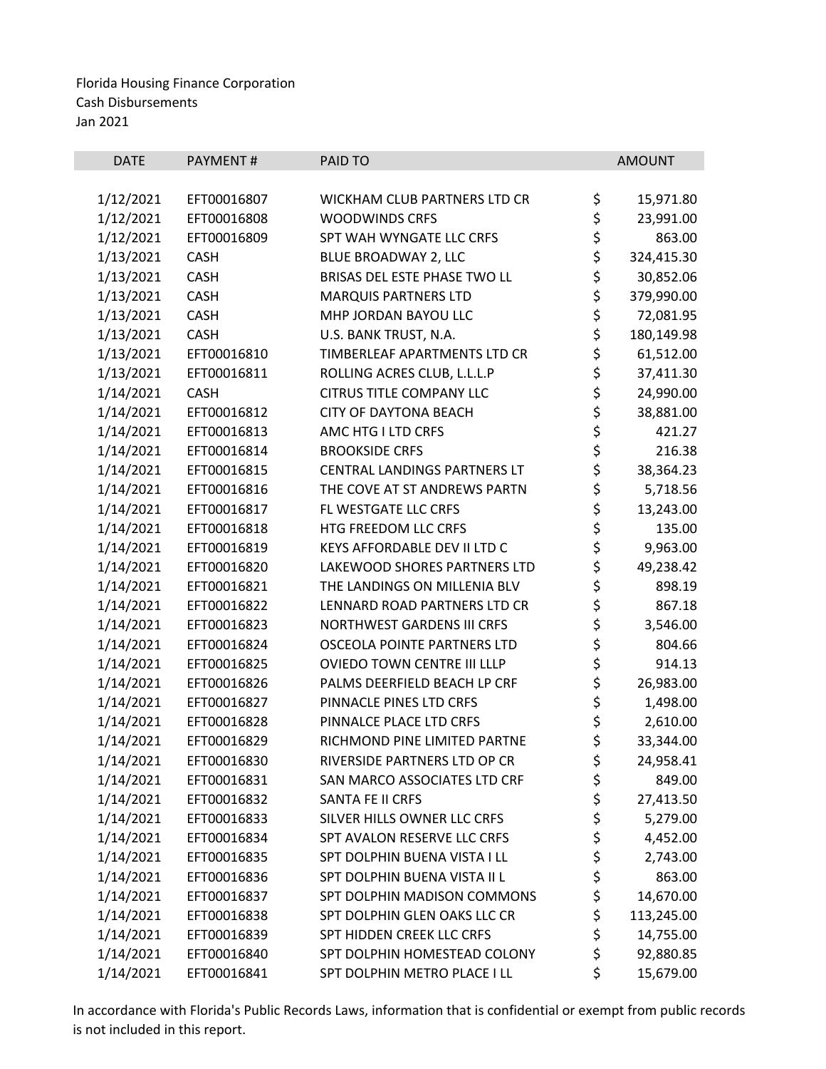Florida Housing Finance Corporation
Cash Disbursements
Jan 2021

| DATE | PAYMENT # | PAID TO | AMOUNT |
|---|---|---|---|
| 1/12/2021 | EFT00016807 | WICKHAM CLUB PARTNERS LTD CR | $ 15,971.80 |
| 1/12/2021 | EFT00016808 | WOODWINDS CRFS | $ 23,991.00 |
| 1/12/2021 | EFT00016809 | SPT WAH WYNGATE LLC CRFS | $ 863.00 |
| 1/13/2021 | CASH | BLUE BROADWAY 2, LLC | $ 324,415.30 |
| 1/13/2021 | CASH | BRISAS DEL ESTE PHASE TWO LL | $ 30,852.06 |
| 1/13/2021 | CASH | MARQUIS PARTNERS LTD | $ 379,990.00 |
| 1/13/2021 | CASH | MHP JORDAN BAYOU LLC | $ 72,081.95 |
| 1/13/2021 | CASH | U.S. BANK TRUST, N.A. | $ 180,149.98 |
| 1/13/2021 | EFT00016810 | TIMBERLEAF APARTMENTS LTD CR | $ 61,512.00 |
| 1/13/2021 | EFT00016811 | ROLLING ACRES CLUB, L.L.L.P | $ 37,411.30 |
| 1/14/2021 | CASH | CITRUS TITLE COMPANY LLC | $ 24,990.00 |
| 1/14/2021 | EFT00016812 | CITY OF DAYTONA BEACH | $ 38,881.00 |
| 1/14/2021 | EFT00016813 | AMC HTG I LTD CRFS | $ 421.27 |
| 1/14/2021 | EFT00016814 | BROOKSIDE CRFS | $ 216.38 |
| 1/14/2021 | EFT00016815 | CENTRAL LANDINGS PARTNERS LT | $ 38,364.23 |
| 1/14/2021 | EFT00016816 | THE COVE AT ST ANDREWS PARTN | $ 5,718.56 |
| 1/14/2021 | EFT00016817 | FL WESTGATE LLC CRFS | $ 13,243.00 |
| 1/14/2021 | EFT00016818 | HTG FREEDOM LLC CRFS | $ 135.00 |
| 1/14/2021 | EFT00016819 | KEYS AFFORDABLE DEV II LTD C | $ 9,963.00 |
| 1/14/2021 | EFT00016820 | LAKEWOOD SHORES PARTNERS LTD | $ 49,238.42 |
| 1/14/2021 | EFT00016821 | THE LANDINGS ON MILLENIA BLV | $ 898.19 |
| 1/14/2021 | EFT00016822 | LENNARD ROAD PARTNERS LTD CR | $ 867.18 |
| 1/14/2021 | EFT00016823 | NORTHWEST GARDENS III CRFS | $ 3,546.00 |
| 1/14/2021 | EFT00016824 | OSCEOLA POINTE PARTNERS LTD | $ 804.66 |
| 1/14/2021 | EFT00016825 | OVIEDO TOWN CENTRE III LLLP | $ 914.13 |
| 1/14/2021 | EFT00016826 | PALMS DEERFIELD BEACH LP CRF | $ 26,983.00 |
| 1/14/2021 | EFT00016827 | PINNACLE PINES LTD CRFS | $ 1,498.00 |
| 1/14/2021 | EFT00016828 | PINNALCE PLACE LTD CRFS | $ 2,610.00 |
| 1/14/2021 | EFT00016829 | RICHMOND PINE LIMITED PARTNE | $ 33,344.00 |
| 1/14/2021 | EFT00016830 | RIVERSIDE PARTNERS LTD OP CR | $ 24,958.41 |
| 1/14/2021 | EFT00016831 | SAN MARCO ASSOCIATES LTD CRF | $ 849.00 |
| 1/14/2021 | EFT00016832 | SANTA FE II CRFS | $ 27,413.50 |
| 1/14/2021 | EFT00016833 | SILVER HILLS OWNER LLC CRFS | $ 5,279.00 |
| 1/14/2021 | EFT00016834 | SPT AVALON RESERVE LLC CRFS | $ 4,452.00 |
| 1/14/2021 | EFT00016835 | SPT DOLPHIN BUENA VISTA I LL | $ 2,743.00 |
| 1/14/2021 | EFT00016836 | SPT DOLPHIN BUENA VISTA II L | $ 863.00 |
| 1/14/2021 | EFT00016837 | SPT DOLPHIN MADISON COMMONS | $ 14,670.00 |
| 1/14/2021 | EFT00016838 | SPT DOLPHIN GLEN OAKS LLC CR | $ 113,245.00 |
| 1/14/2021 | EFT00016839 | SPT HIDDEN CREEK LLC CRFS | $ 14,755.00 |
| 1/14/2021 | EFT00016840 | SPT DOLPHIN HOMESTEAD COLONY | $ 92,880.85 |
| 1/14/2021 | EFT00016841 | SPT DOLPHIN METRO PLACE I LL | $ 15,679.00 |

In accordance with Florida's Public Records Laws, information that is confidential or exempt from public records is not included in this report.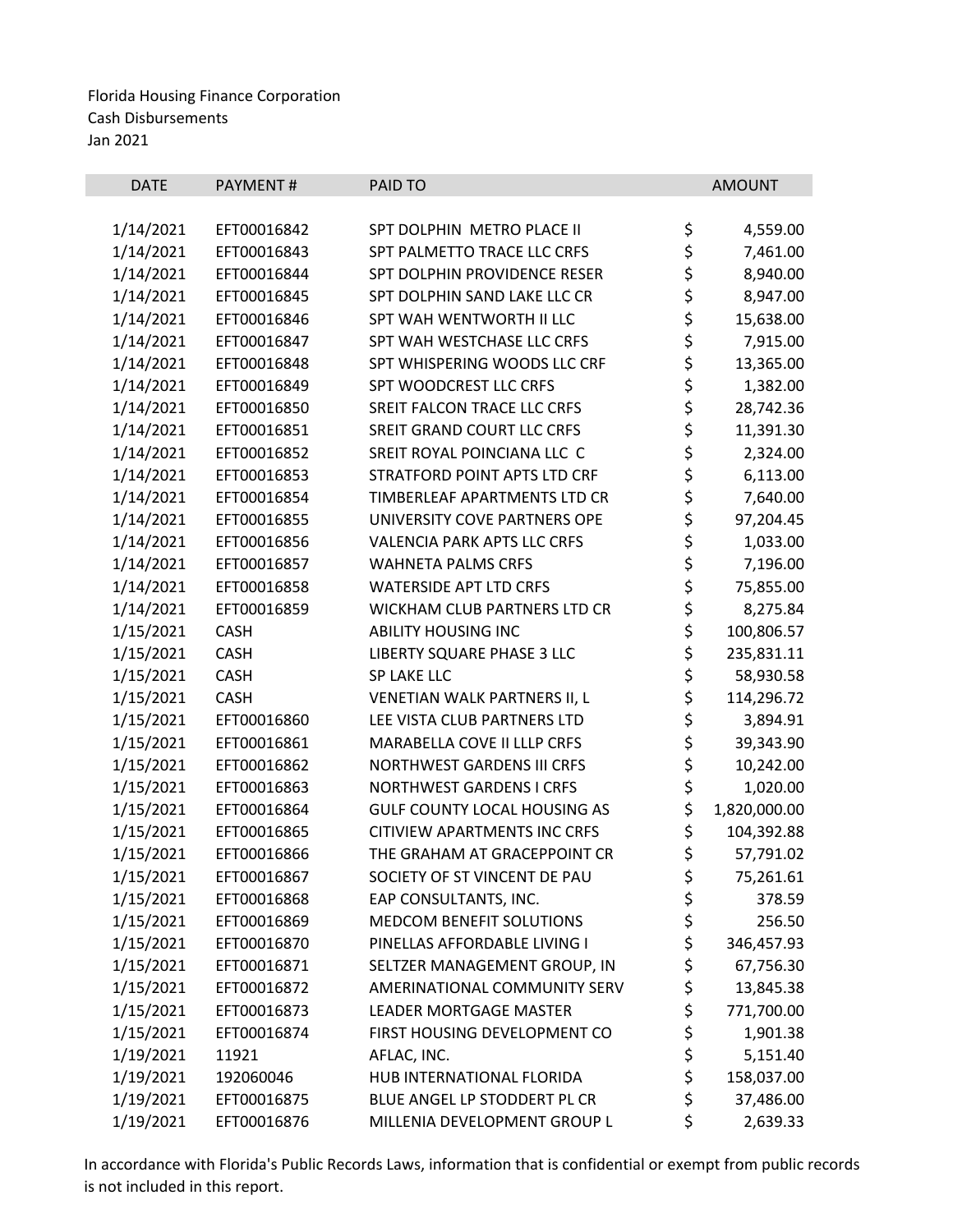Florida Housing Finance Corporation
Cash Disbursements
Jan 2021

| DATE | PAYMENT # | PAID TO | AMOUNT |
|---|---|---|---|
| 1/14/2021 | EFT00016842 | SPT DOLPHIN METRO PLACE II | $ 4,559.00 |
| 1/14/2021 | EFT00016843 | SPT PALMETTO TRACE LLC CRFS | $ 7,461.00 |
| 1/14/2021 | EFT00016844 | SPT DOLPHIN PROVIDENCE RESER | $ 8,940.00 |
| 1/14/2021 | EFT00016845 | SPT DOLPHIN SAND LAKE LLC CR | $ 8,947.00 |
| 1/14/2021 | EFT00016846 | SPT WAH WENTWORTH II LLC | $ 15,638.00 |
| 1/14/2021 | EFT00016847 | SPT WAH WESTCHASE LLC CRFS | $ 7,915.00 |
| 1/14/2021 | EFT00016848 | SPT WHISPERING WOODS LLC CRF | $ 13,365.00 |
| 1/14/2021 | EFT00016849 | SPT WOODCREST LLC CRFS | $ 1,382.00 |
| 1/14/2021 | EFT00016850 | SREIT FALCON TRACE LLC CRFS | $ 28,742.36 |
| 1/14/2021 | EFT00016851 | SREIT GRAND COURT LLC CRFS | $ 11,391.30 |
| 1/14/2021 | EFT00016852 | SREIT ROYAL POINCIANA LLC C | $ 2,324.00 |
| 1/14/2021 | EFT00016853 | STRATFORD POINT APTS LTD CRF | $ 6,113.00 |
| 1/14/2021 | EFT00016854 | TIMBERLEAF APARTMENTS LTD CR | $ 7,640.00 |
| 1/14/2021 | EFT00016855 | UNIVERSITY COVE PARTNERS OPE | $ 97,204.45 |
| 1/14/2021 | EFT00016856 | VALENCIA PARK APTS LLC CRFS | $ 1,033.00 |
| 1/14/2021 | EFT00016857 | WAHNETA PALMS CRFS | $ 7,196.00 |
| 1/14/2021 | EFT00016858 | WATERSIDE APT LTD CRFS | $ 75,855.00 |
| 1/14/2021 | EFT00016859 | WICKHAM CLUB PARTNERS LTD CR | $ 8,275.84 |
| 1/15/2021 | CASH | ABILITY HOUSING INC | $ 100,806.57 |
| 1/15/2021 | CASH | LIBERTY SQUARE PHASE 3 LLC | $ 235,831.11 |
| 1/15/2021 | CASH | SP LAKE LLC | $ 58,930.58 |
| 1/15/2021 | CASH | VENETIAN WALK PARTNERS II, L | $ 114,296.72 |
| 1/15/2021 | EFT00016860 | LEE VISTA CLUB PARTNERS LTD | $ 3,894.91 |
| 1/15/2021 | EFT00016861 | MARABELLA COVE II LLLP CRFS | $ 39,343.90 |
| 1/15/2021 | EFT00016862 | NORTHWEST GARDENS III CRFS | $ 10,242.00 |
| 1/15/2021 | EFT00016863 | NORTHWEST GARDENS I CRFS | $ 1,020.00 |
| 1/15/2021 | EFT00016864 | GULF COUNTY LOCAL HOUSING AS | $ 1,820,000.00 |
| 1/15/2021 | EFT00016865 | CITIVIEW APARTMENTS INC CRFS | $ 104,392.88 |
| 1/15/2021 | EFT00016866 | THE GRAHAM AT GRACEPPOINT CR | $ 57,791.02 |
| 1/15/2021 | EFT00016867 | SOCIETY OF ST VINCENT DE PAU | $ 75,261.61 |
| 1/15/2021 | EFT00016868 | EAP CONSULTANTS, INC. | $ 378.59 |
| 1/15/2021 | EFT00016869 | MEDCOM BENEFIT SOLUTIONS | $ 256.50 |
| 1/15/2021 | EFT00016870 | PINELLAS AFFORDABLE LIVING I | $ 346,457.93 |
| 1/15/2021 | EFT00016871 | SELTZER MANAGEMENT GROUP, IN | $ 67,756.30 |
| 1/15/2021 | EFT00016872 | AMERINATIONAL COMMUNITY SERV | $ 13,845.38 |
| 1/15/2021 | EFT00016873 | LEADER MORTGAGE MASTER | $ 771,700.00 |
| 1/15/2021 | EFT00016874 | FIRST HOUSING DEVELOPMENT CO | $ 1,901.38 |
| 1/19/2021 | 11921 | AFLAC, INC. | $ 5,151.40 |
| 1/19/2021 | 192060046 | HUB INTERNATIONAL FLORIDA | $ 158,037.00 |
| 1/19/2021 | EFT00016875 | BLUE ANGEL LP STODDERT PL CR | $ 37,486.00 |
| 1/19/2021 | EFT00016876 | MILLENIA DEVELOPMENT GROUP L | $ 2,639.33 |

In accordance with Florida's Public Records Laws, information that is confidential or exempt from public records is not included in this report.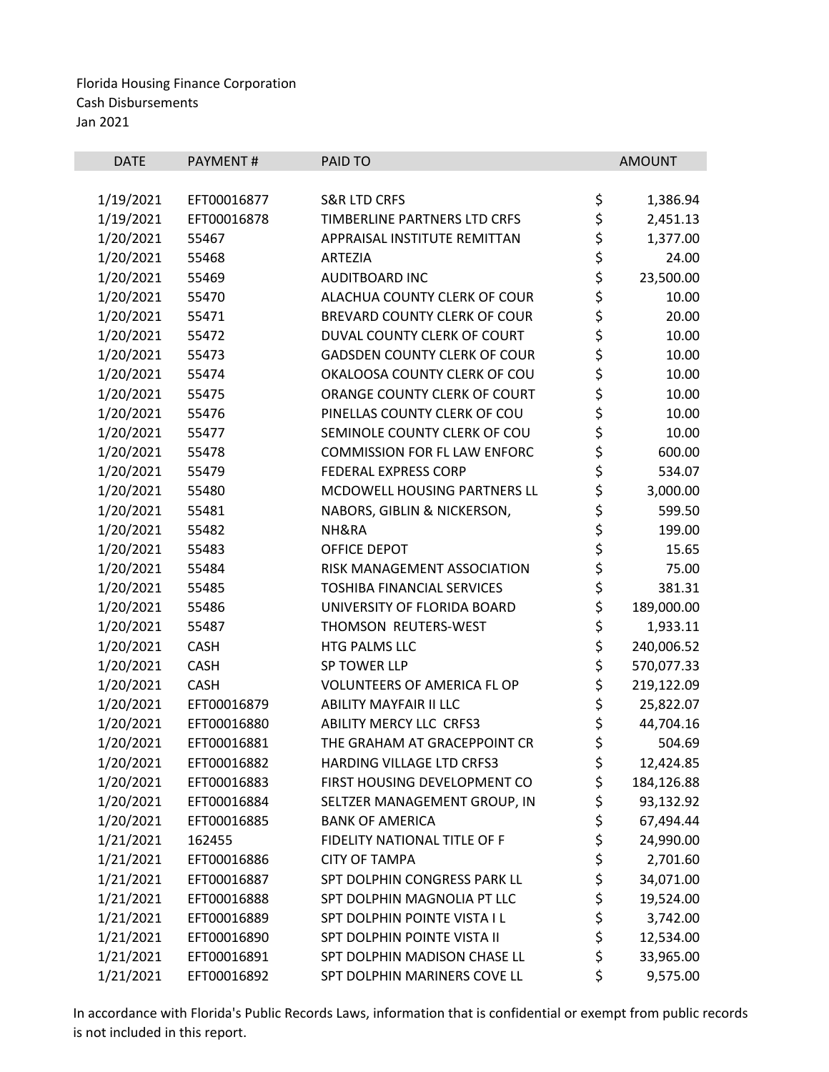Florida Housing Finance Corporation
Cash Disbursements
Jan 2021

| DATE | PAYMENT # | PAID TO | AMOUNT |
|---|---|---|---|
| 1/19/2021 | EFT00016877 | S&R LTD CRFS | $ 1,386.94 |
| 1/19/2021 | EFT00016878 | TIMBERLINE PARTNERS LTD CRFS | $ 2,451.13 |
| 1/20/2021 | 55467 | APPRAISAL INSTITUTE REMITTAN | $ 1,377.00 |
| 1/20/2021 | 55468 | ARTEZIA | $ 24.00 |
| 1/20/2021 | 55469 | AUDITBOARD INC | $ 23,500.00 |
| 1/20/2021 | 55470 | ALACHUA COUNTY CLERK OF COUR | $ 10.00 |
| 1/20/2021 | 55471 | BREVARD COUNTY CLERK OF COUR | $ 20.00 |
| 1/20/2021 | 55472 | DUVAL COUNTY CLERK OF COURT | $ 10.00 |
| 1/20/2021 | 55473 | GADSDEN COUNTY CLERK OF COUR | $ 10.00 |
| 1/20/2021 | 55474 | OKALOOSA COUNTY CLERK OF COU | $ 10.00 |
| 1/20/2021 | 55475 | ORANGE COUNTY CLERK OF COURT | $ 10.00 |
| 1/20/2021 | 55476 | PINELLAS COUNTY CLERK OF COU | $ 10.00 |
| 1/20/2021 | 55477 | SEMINOLE COUNTY CLERK OF COU | $ 10.00 |
| 1/20/2021 | 55478 | COMMISSION FOR FL LAW ENFORC | $ 600.00 |
| 1/20/2021 | 55479 | FEDERAL EXPRESS CORP | $ 534.07 |
| 1/20/2021 | 55480 | MCDOWELL HOUSING PARTNERS LL | $ 3,000.00 |
| 1/20/2021 | 55481 | NABORS, GIBLIN & NICKERSON, | $ 599.50 |
| 1/20/2021 | 55482 | NH&RA | $ 199.00 |
| 1/20/2021 | 55483 | OFFICE DEPOT | $ 15.65 |
| 1/20/2021 | 55484 | RISK MANAGEMENT ASSOCIATION | $ 75.00 |
| 1/20/2021 | 55485 | TOSHIBA FINANCIAL SERVICES | $ 381.31 |
| 1/20/2021 | 55486 | UNIVERSITY OF FLORIDA BOARD | $ 189,000.00 |
| 1/20/2021 | 55487 | THOMSON REUTERS-WEST | $ 1,933.11 |
| 1/20/2021 | CASH | HTG PALMS LLC | $ 240,006.52 |
| 1/20/2021 | CASH | SP TOWER LLP | $ 570,077.33 |
| 1/20/2021 | CASH | VOLUNTEERS OF AMERICA FL OP | $ 219,122.09 |
| 1/20/2021 | EFT00016879 | ABILITY MAYFAIR II LLC | $ 25,822.07 |
| 1/20/2021 | EFT00016880 | ABILITY MERCY LLC CRFS3 | $ 44,704.16 |
| 1/20/2021 | EFT00016881 | THE GRAHAM AT GRACEPPOINT CR | $ 504.69 |
| 1/20/2021 | EFT00016882 | HARDING VILLAGE LTD CRFS3 | $ 12,424.85 |
| 1/20/2021 | EFT00016883 | FIRST HOUSING DEVELOPMENT CO | $ 184,126.88 |
| 1/20/2021 | EFT00016884 | SELTZER MANAGEMENT GROUP, IN | $ 93,132.92 |
| 1/20/2021 | EFT00016885 | BANK OF AMERICA | $ 67,494.44 |
| 1/21/2021 | 162455 | FIDELITY NATIONAL TITLE OF F | $ 24,990.00 |
| 1/21/2021 | EFT00016886 | CITY OF TAMPA | $ 2,701.60 |
| 1/21/2021 | EFT00016887 | SPT DOLPHIN CONGRESS PARK LL | $ 34,071.00 |
| 1/21/2021 | EFT00016888 | SPT DOLPHIN MAGNOLIA PT LLC | $ 19,524.00 |
| 1/21/2021 | EFT00016889 | SPT DOLPHIN POINTE VISTA I L | $ 3,742.00 |
| 1/21/2021 | EFT00016890 | SPT DOLPHIN POINTE VISTA II | $ 12,534.00 |
| 1/21/2021 | EFT00016891 | SPT DOLPHIN MADISON CHASE LL | $ 33,965.00 |
| 1/21/2021 | EFT00016892 | SPT DOLPHIN MARINERS COVE LL | $ 9,575.00 |

In accordance with Florida's Public Records Laws, information that is confidential or exempt from public records is not included in this report.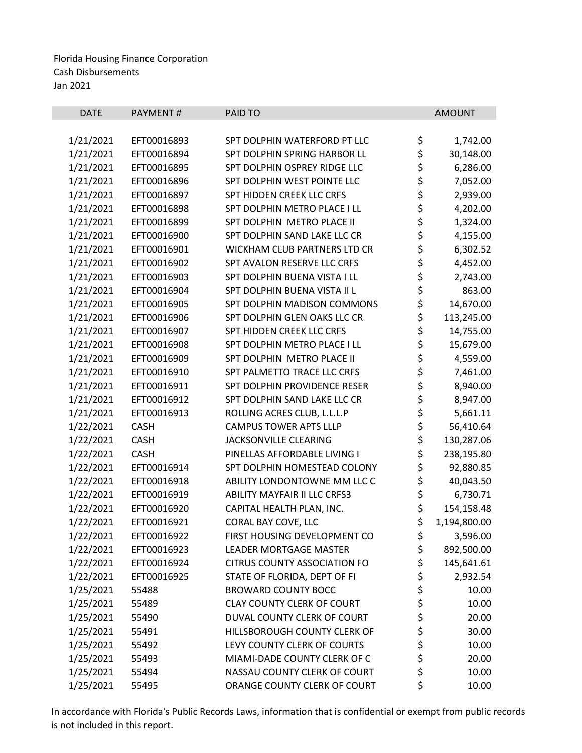Florida Housing Finance Corporation
Cash Disbursements
Jan 2021

| DATE | PAYMENT # | PAID TO | AMOUNT |
|---|---|---|---|
| 1/21/2021 | EFT00016893 | SPT DOLPHIN WATERFORD PT LLC | $ 1,742.00 |
| 1/21/2021 | EFT00016894 | SPT DOLPHIN SPRING HARBOR LL | $ 30,148.00 |
| 1/21/2021 | EFT00016895 | SPT DOLPHIN OSPREY RIDGE LLC | $ 6,286.00 |
| 1/21/2021 | EFT00016896 | SPT DOLPHIN WEST POINTE LLC | $ 7,052.00 |
| 1/21/2021 | EFT00016897 | SPT HIDDEN CREEK LLC CRFS | $ 2,939.00 |
| 1/21/2021 | EFT00016898 | SPT DOLPHIN METRO PLACE I LL | $ 4,202.00 |
| 1/21/2021 | EFT00016899 | SPT DOLPHIN METRO PLACE II | $ 1,324.00 |
| 1/21/2021 | EFT00016900 | SPT DOLPHIN SAND LAKE LLC CR | $ 4,155.00 |
| 1/21/2021 | EFT00016901 | WICKHAM CLUB PARTNERS LTD CR | $ 6,302.52 |
| 1/21/2021 | EFT00016902 | SPT AVALON RESERVE LLC CRFS | $ 4,452.00 |
| 1/21/2021 | EFT00016903 | SPT DOLPHIN BUENA VISTA I LL | $ 2,743.00 |
| 1/21/2021 | EFT00016904 | SPT DOLPHIN BUENA VISTA II L | $ 863.00 |
| 1/21/2021 | EFT00016905 | SPT DOLPHIN MADISON COMMONS | $ 14,670.00 |
| 1/21/2021 | EFT00016906 | SPT DOLPHIN GLEN OAKS LLC CR | $ 113,245.00 |
| 1/21/2021 | EFT00016907 | SPT HIDDEN CREEK LLC CRFS | $ 14,755.00 |
| 1/21/2021 | EFT00016908 | SPT DOLPHIN METRO PLACE I LL | $ 15,679.00 |
| 1/21/2021 | EFT00016909 | SPT DOLPHIN METRO PLACE II | $ 4,559.00 |
| 1/21/2021 | EFT00016910 | SPT PALMETTO TRACE LLC CRFS | $ 7,461.00 |
| 1/21/2021 | EFT00016911 | SPT DOLPHIN PROVIDENCE RESER | $ 8,940.00 |
| 1/21/2021 | EFT00016912 | SPT DOLPHIN SAND LAKE LLC CR | $ 8,947.00 |
| 1/21/2021 | EFT00016913 | ROLLING ACRES CLUB, L.L.L.P | $ 5,661.11 |
| 1/22/2021 | CASH | CAMPUS TOWER APTS LLLP | $ 56,410.64 |
| 1/22/2021 | CASH | JACKSONVILLE CLEARING | $ 130,287.06 |
| 1/22/2021 | CASH | PINELLAS AFFORDABLE LIVING I | $ 238,195.80 |
| 1/22/2021 | EFT00016914 | SPT DOLPHIN HOMESTEAD COLONY | $ 92,880.85 |
| 1/22/2021 | EFT00016918 | ABILITY LONDONTOWNE MM LLC C | $ 40,043.50 |
| 1/22/2021 | EFT00016919 | ABILITY MAYFAIR II LLC CRFS3 | $ 6,730.71 |
| 1/22/2021 | EFT00016920 | CAPITAL HEALTH PLAN, INC. | $ 154,158.48 |
| 1/22/2021 | EFT00016921 | CORAL BAY COVE, LLC | $ 1,194,800.00 |
| 1/22/2021 | EFT00016922 | FIRST HOUSING DEVELOPMENT CO | $ 3,596.00 |
| 1/22/2021 | EFT00016923 | LEADER MORTGAGE MASTER | $ 892,500.00 |
| 1/22/2021 | EFT00016924 | CITRUS COUNTY ASSOCIATION FO | $ 145,641.61 |
| 1/22/2021 | EFT00016925 | STATE OF FLORIDA, DEPT OF FI | $ 2,932.54 |
| 1/25/2021 | 55488 | BROWARD COUNTY BOCC | $ 10.00 |
| 1/25/2021 | 55489 | CLAY COUNTY CLERK OF COURT | $ 10.00 |
| 1/25/2021 | 55490 | DUVAL COUNTY CLERK OF COURT | $ 20.00 |
| 1/25/2021 | 55491 | HILLSBOROUGH COUNTY CLERK OF | $ 30.00 |
| 1/25/2021 | 55492 | LEVY COUNTY CLERK OF COURTS | $ 10.00 |
| 1/25/2021 | 55493 | MIAMI-DADE COUNTY CLERK OF C | $ 20.00 |
| 1/25/2021 | 55494 | NASSAU COUNTY CLERK OF COURT | $ 10.00 |
| 1/25/2021 | 55495 | ORANGE COUNTY CLERK OF COURT | $ 10.00 |

In accordance with Florida's Public Records Laws, information that is confidential or exempt from public records is not included in this report.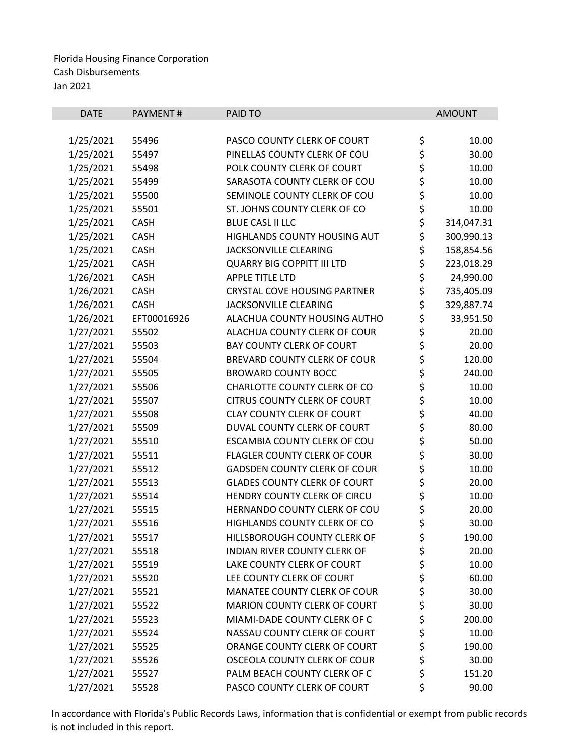Florida Housing Finance Corporation
Cash Disbursements
Jan 2021

| DATE | PAYMENT # | PAID TO | AMOUNT |
|---|---|---|---|
| 1/25/2021 | 55496 | PASCO COUNTY CLERK OF COURT | $ 10.00 |
| 1/25/2021 | 55497 | PINELLAS COUNTY CLERK OF COU | $ 30.00 |
| 1/25/2021 | 55498 | POLK COUNTY CLERK OF COURT | $ 10.00 |
| 1/25/2021 | 55499 | SARASOTA COUNTY CLERK OF COU | $ 10.00 |
| 1/25/2021 | 55500 | SEMINOLE COUNTY CLERK OF COU | $ 10.00 |
| 1/25/2021 | 55501 | ST. JOHNS COUNTY CLERK OF CO | $ 10.00 |
| 1/25/2021 | CASH | BLUE CASL II LLC | $ 314,047.31 |
| 1/25/2021 | CASH | HIGHLANDS COUNTY HOUSING AUT | $ 300,990.13 |
| 1/25/2021 | CASH | JACKSONVILLE CLEARING | $ 158,854.56 |
| 1/25/2021 | CASH | QUARRY BIG COPPITT III LTD | $ 223,018.29 |
| 1/26/2021 | CASH | APPLE TITLE LTD | $ 24,990.00 |
| 1/26/2021 | CASH | CRYSTAL COVE HOUSING PARTNER | $ 735,405.09 |
| 1/26/2021 | CASH | JACKSONVILLE CLEARING | $ 329,887.74 |
| 1/26/2021 | EFT00016926 | ALACHUA COUNTY HOUSING AUTHO | $ 33,951.50 |
| 1/27/2021 | 55502 | ALACHUA COUNTY CLERK OF COUR | $ 20.00 |
| 1/27/2021 | 55503 | BAY COUNTY CLERK OF COURT | $ 20.00 |
| 1/27/2021 | 55504 | BREVARD COUNTY CLERK OF COUR | $ 120.00 |
| 1/27/2021 | 55505 | BROWARD COUNTY BOCC | $ 240.00 |
| 1/27/2021 | 55506 | CHARLOTTE COUNTY CLERK OF CO | $ 10.00 |
| 1/27/2021 | 55507 | CITRUS COUNTY CLERK OF COURT | $ 10.00 |
| 1/27/2021 | 55508 | CLAY COUNTY CLERK OF COURT | $ 40.00 |
| 1/27/2021 | 55509 | DUVAL COUNTY CLERK OF COURT | $ 80.00 |
| 1/27/2021 | 55510 | ESCAMBIA COUNTY CLERK OF COU | $ 50.00 |
| 1/27/2021 | 55511 | FLAGLER COUNTY CLERK OF COUR | $ 30.00 |
| 1/27/2021 | 55512 | GADSDEN COUNTY CLERK OF COUR | $ 10.00 |
| 1/27/2021 | 55513 | GLADES COUNTY CLERK OF COURT | $ 20.00 |
| 1/27/2021 | 55514 | HENDRY COUNTY CLERK OF CIRCU | $ 10.00 |
| 1/27/2021 | 55515 | HERNANDO COUNTY CLERK OF COU | $ 20.00 |
| 1/27/2021 | 55516 | HIGHLANDS COUNTY CLERK OF CO | $ 30.00 |
| 1/27/2021 | 55517 | HILLSBOROUGH COUNTY CLERK OF | $ 190.00 |
| 1/27/2021 | 55518 | INDIAN RIVER COUNTY CLERK OF | $ 20.00 |
| 1/27/2021 | 55519 | LAKE COUNTY CLERK OF COURT | $ 10.00 |
| 1/27/2021 | 55520 | LEE COUNTY CLERK OF COURT | $ 60.00 |
| 1/27/2021 | 55521 | MANATEE COUNTY CLERK OF COUR | $ 30.00 |
| 1/27/2021 | 55522 | MARION COUNTY CLERK OF COURT | $ 30.00 |
| 1/27/2021 | 55523 | MIAMI-DADE COUNTY CLERK OF C | $ 200.00 |
| 1/27/2021 | 55524 | NASSAU COUNTY CLERK OF COURT | $ 10.00 |
| 1/27/2021 | 55525 | ORANGE COUNTY CLERK OF COURT | $ 190.00 |
| 1/27/2021 | 55526 | OSCEOLA COUNTY CLERK OF COUR | $ 30.00 |
| 1/27/2021 | 55527 | PALM BEACH COUNTY CLERK OF C | $ 151.20 |
| 1/27/2021 | 55528 | PASCO COUNTY CLERK OF COURT | $ 90.00 |

In accordance with Florida's Public Records Laws, information that is confidential or exempt from public records is not included in this report.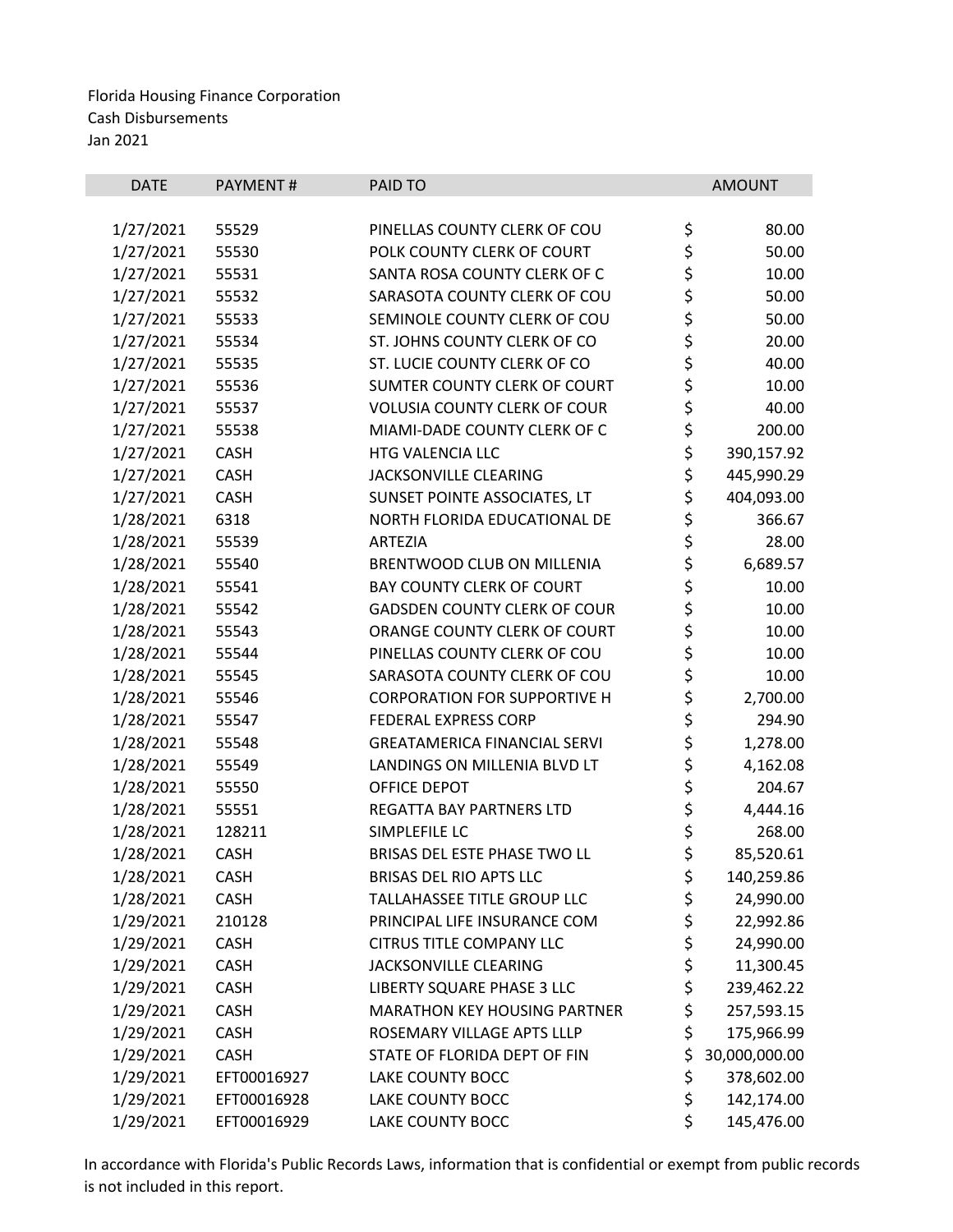Florida Housing Finance Corporation
Cash Disbursements
Jan 2021

| DATE | PAYMENT # | PAID TO | AMOUNT |
|---|---|---|---|
| 1/27/2021 | 55529 | PINELLAS COUNTY CLERK OF COU | $ 80.00 |
| 1/27/2021 | 55530 | POLK COUNTY CLERK OF COURT | $ 50.00 |
| 1/27/2021 | 55531 | SANTA ROSA COUNTY CLERK OF C | $ 10.00 |
| 1/27/2021 | 55532 | SARASOTA COUNTY CLERK OF COU | $ 50.00 |
| 1/27/2021 | 55533 | SEMINOLE COUNTY CLERK OF COU | $ 50.00 |
| 1/27/2021 | 55534 | ST. JOHNS COUNTY CLERK OF CO | $ 20.00 |
| 1/27/2021 | 55535 | ST. LUCIE COUNTY CLERK OF CO | $ 40.00 |
| 1/27/2021 | 55536 | SUMTER COUNTY CLERK OF COURT | $ 10.00 |
| 1/27/2021 | 55537 | VOLUSIA COUNTY CLERK OF COUR | $ 40.00 |
| 1/27/2021 | 55538 | MIAMI-DADE COUNTY CLERK OF C | $ 200.00 |
| 1/27/2021 | CASH | HTG VALENCIA LLC | $ 390,157.92 |
| 1/27/2021 | CASH | JACKSONVILLE CLEARING | $ 445,990.29 |
| 1/27/2021 | CASH | SUNSET POINTE ASSOCIATES, LT | $ 404,093.00 |
| 1/28/2021 | 6318 | NORTH FLORIDA EDUCATIONAL DE | $ 366.67 |
| 1/28/2021 | 55539 | ARTEZIA | $ 28.00 |
| 1/28/2021 | 55540 | BRENTWOOD CLUB ON MILLENIA | $ 6,689.57 |
| 1/28/2021 | 55541 | BAY COUNTY CLERK OF COURT | $ 10.00 |
| 1/28/2021 | 55542 | GADSDEN COUNTY CLERK OF COUR | $ 10.00 |
| 1/28/2021 | 55543 | ORANGE COUNTY CLERK OF COURT | $ 10.00 |
| 1/28/2021 | 55544 | PINELLAS COUNTY CLERK OF COU | $ 10.00 |
| 1/28/2021 | 55545 | SARASOTA COUNTY CLERK OF COU | $ 10.00 |
| 1/28/2021 | 55546 | CORPORATION FOR SUPPORTIVE H | $ 2,700.00 |
| 1/28/2021 | 55547 | FEDERAL EXPRESS CORP | $ 294.90 |
| 1/28/2021 | 55548 | GREATAMERICA FINANCIAL SERVI | $ 1,278.00 |
| 1/28/2021 | 55549 | LANDINGS ON MILLENIA BLVD LT | $ 4,162.08 |
| 1/28/2021 | 55550 | OFFICE DEPOT | $ 204.67 |
| 1/28/2021 | 55551 | REGATTA BAY PARTNERS LTD | $ 4,444.16 |
| 1/28/2021 | 128211 | SIMPLEFILE LC | $ 268.00 |
| 1/28/2021 | CASH | BRISAS DEL ESTE PHASE TWO LL | $ 85,520.61 |
| 1/28/2021 | CASH | BRISAS DEL RIO APTS LLC | $ 140,259.86 |
| 1/28/2021 | CASH | TALLAHASSEE TITLE GROUP LLC | $ 24,990.00 |
| 1/29/2021 | 210128 | PRINCIPAL LIFE INSURANCE COM | $ 22,992.86 |
| 1/29/2021 | CASH | CITRUS TITLE COMPANY LLC | $ 24,990.00 |
| 1/29/2021 | CASH | JACKSONVILLE CLEARING | $ 11,300.45 |
| 1/29/2021 | CASH | LIBERTY SQUARE PHASE 3 LLC | $ 239,462.22 |
| 1/29/2021 | CASH | MARATHON KEY HOUSING PARTNER | $ 257,593.15 |
| 1/29/2021 | CASH | ROSEMARY VILLAGE APTS LLLP | $ 175,966.99 |
| 1/29/2021 | CASH | STATE OF FLORIDA DEPT OF FIN | $ 30,000,000.00 |
| 1/29/2021 | EFT00016927 | LAKE COUNTY BOCC | $ 378,602.00 |
| 1/29/2021 | EFT00016928 | LAKE COUNTY BOCC | $ 142,174.00 |
| 1/29/2021 | EFT00016929 | LAKE COUNTY BOCC | $ 145,476.00 |

In accordance with Florida's Public Records Laws, information that is confidential or exempt from public records is not included in this report.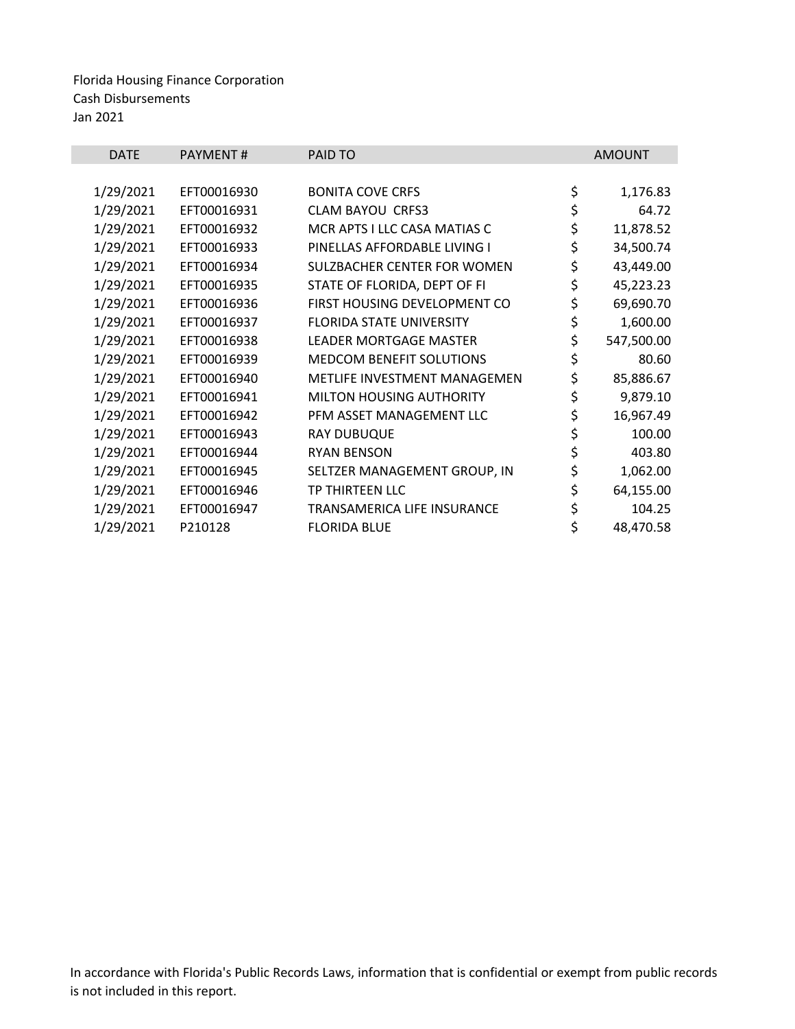Florida Housing Finance Corporation
Cash Disbursements
Jan 2021

| DATE | PAYMENT # | PAID TO | | AMOUNT |
|---|---|---|---|---|
| 1/29/2021 | EFT00016930 | BONITA COVE CRFS | $ | 1,176.83 |
| 1/29/2021 | EFT00016931 | CLAM BAYOU CRFS3 | $ | 64.72 |
| 1/29/2021 | EFT00016932 | MCR APTS I LLC CASA MATIAS C | $ | 11,878.52 |
| 1/29/2021 | EFT00016933 | PINELLAS AFFORDABLE LIVING I | $ | 34,500.74 |
| 1/29/2021 | EFT00016934 | SULZBACHER CENTER FOR WOMEN | $ | 43,449.00 |
| 1/29/2021 | EFT00016935 | STATE OF FLORIDA, DEPT OF FI | $ | 45,223.23 |
| 1/29/2021 | EFT00016936 | FIRST HOUSING DEVELOPMENT CO | $ | 69,690.70 |
| 1/29/2021 | EFT00016937 | FLORIDA STATE UNIVERSITY | $ | 1,600.00 |
| 1/29/2021 | EFT00016938 | LEADER MORTGAGE MASTER | $ | 547,500.00 |
| 1/29/2021 | EFT00016939 | MEDCOM BENEFIT SOLUTIONS | $ | 80.60 |
| 1/29/2021 | EFT00016940 | METLIFE INVESTMENT MANAGEMEN | $ | 85,886.67 |
| 1/29/2021 | EFT00016941 | MILTON HOUSING AUTHORITY | $ | 9,879.10 |
| 1/29/2021 | EFT00016942 | PFM ASSET MANAGEMENT LLC | $ | 16,967.49 |
| 1/29/2021 | EFT00016943 | RAY DUBUQUE | $ | 100.00 |
| 1/29/2021 | EFT00016944 | RYAN BENSON | $ | 403.80 |
| 1/29/2021 | EFT00016945 | SELTZER MANAGEMENT GROUP, IN | $ | 1,062.00 |
| 1/29/2021 | EFT00016946 | TP THIRTEEN LLC | $ | 64,155.00 |
| 1/29/2021 | EFT00016947 | TRANSAMERICA LIFE INSURANCE | $ | 104.25 |
| 1/29/2021 | P210128 | FLORIDA BLUE | $ | 48,470.58 |

In accordance with Florida's Public Records Laws, information that is confidential or exempt from public records is not included in this report.